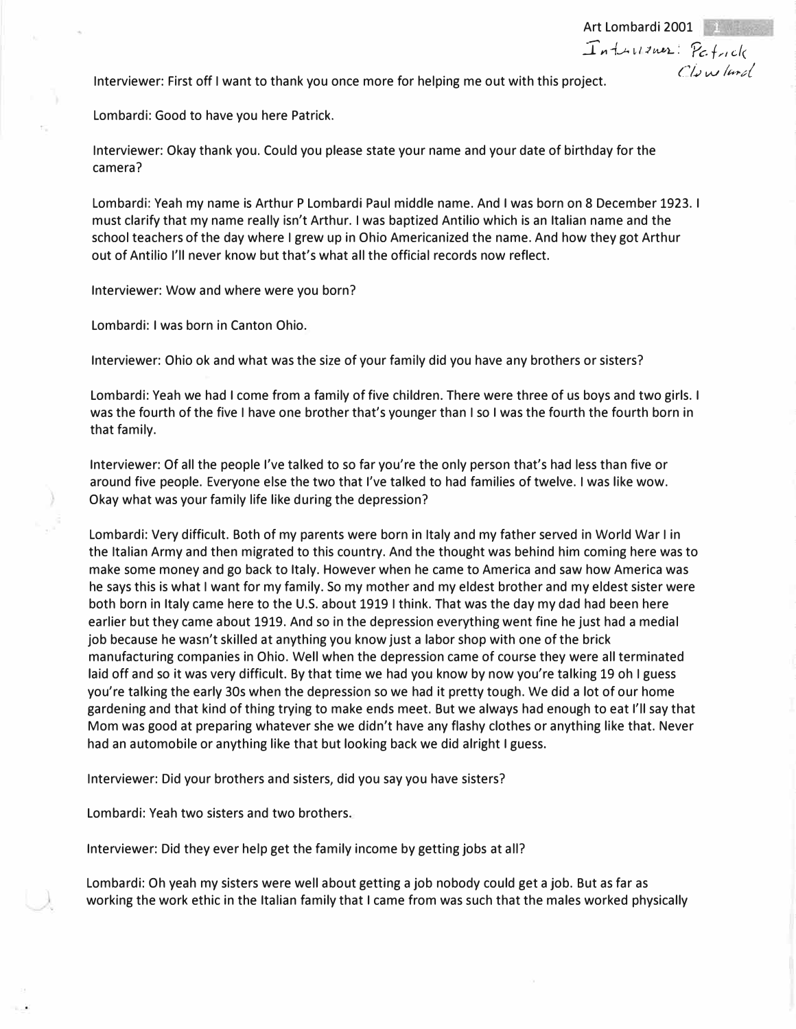Art Lombardi 2001

Interviewer: Patrick Clowland

Interviewer: First off I want to thank you once more for helping me out with this project.

Lombardi: Good to have you here Patrick.

Interviewer: Okay thank you. Could you please state your name and your date of birthday for the camera?

Lombardi: Yeah my name is Arthur P Lombardi Paul middle name. And I was born on 8 December 1923. I must clarify that my name really isn't Arthur. I was baptized Antilio which is an Italian name and the school teachers of the day where I grew up in Ohio Americanized the name. And how they got Arthur out of Antilio I'll never know but that's what all the official records now reflect.

Interviewer: Wow and where were you born?

Lombardi: I was born in Canton Ohio.

Interviewer: Ohio ok and what was the size of your family did you have any brothers or sisters?

Lombardi: Yeah we had I come from a family of five children. There were three of us boys and two girls. I was the fourth of the five I have one brother that's younger than I so I was the fourth the fourth born in that family.

Interviewer: Of all the people I've talked to so far you're the only person that's had less than five or around five people. Everyone else the two that I've talked to had families of twelve. I was like wow. Okay what was your family life like during the depression?

Lombardi: Very difficult. Both of my parents were born in Italy and my father served in World War I in the Italian Army and then migrated to this country. And the thought was behind him coming here was to make some money and go back to Italy. However when he came to America and saw how America was he says this is what I want for my family. So my mother and my eldest brother and my eldest sister were both born in Italy came here to the U.S. about 1919 I think. That was the day my dad had been here earlier but they came about 1919. And so in the depression everything went fine he just had a medial job because he wasn't skilled at anything you know just a labor shop with one of the brick manufacturing companies in Ohio. Well when the depression came of course they were all terminated laid off and so it was very difficult. By that time we had you know by now you're talking 19 oh I guess you're talking the early 30s when the depression so we had it pretty tough. We did a lot of our home gardening and that kind of thing trying to make ends meet. But we always had enough to eat I'll say that Mom was good at preparing whatever she we didn't have any flashy clothes or anything like that. Never had an automobile or anything like that but looking back we did alright I guess.

Interviewer: Did your brothers and sisters, did you say you have sisters?

Lombardi: Yeah two sisters and two brothers.

Interviewer: Did they ever help get the family income by getting jobs at all?

Lombardi: Oh yeah my sisters were well about getting a job nobody could get a job. But as far as working the work ethic in the Italian family that I came from was such that the males worked physically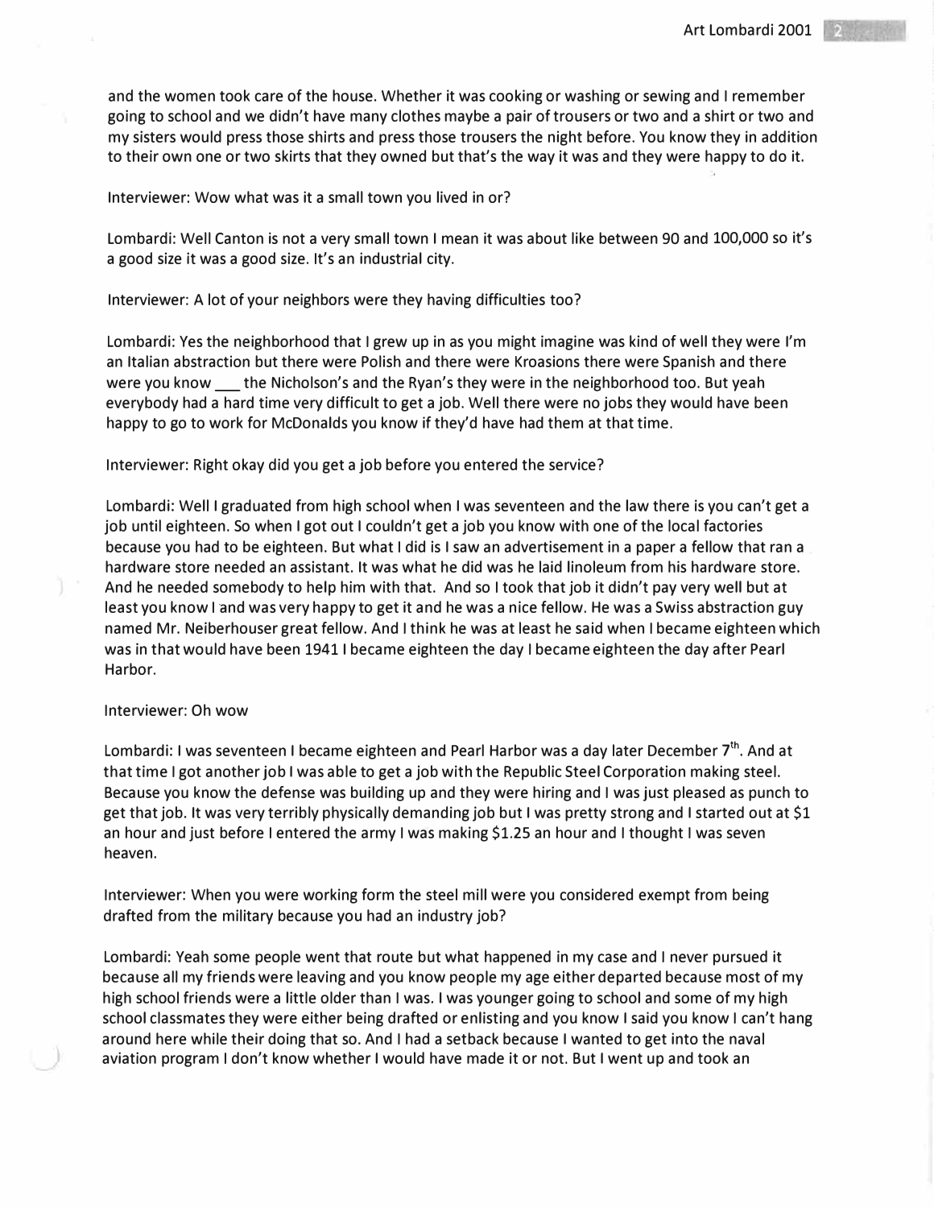and the women took care of the house. Whether it was cooking or washing or sewing and I remember going to school and we didn't have many clothes maybe a pair of trousers or two and a shirt or two and my sisters would press those shirts and press those trousers the night before. You know they in addition to their own one or two skirts that they owned but that's the way it was and they were happy to do it.

Interviewer: Wow what was it a small town you lived in or?

Lombardi: Well Canton is not a very small town I mean it was about like between 90 and 100,000 so it's a good size it was a good size. It's an industrial city.

Interviewer: A lot of your neighbors were they having difficulties too?

Lombardi: Yes the neighborhood that I grew up in as you might imagine was kind of well they were I'm an Italian abstraction but there were Polish and there were Kroasions there were Spanish and there were you know ___ the Nicholson's and the Ryan's they were in the neighborhood too. But yeah everybody had a hard time very difficult to get a job. Well there were no jobs they would have been happy to go to work for McDonalds you know if they'd have had them at that time.

Interviewer: Right okay did you get a job before you entered the service?

Lombardi: Well I graduated from high school when I was seventeen and the law there is you can't get a job until eighteen. So when I got out I couldn't get a job you know with one of the local factories because you had to be eighteen. But what I did is I saw an advertisement in a paper a fellow that ran a hardware store needed an assistant. It was what he did was he laid linoleum from his hardware store. And he needed somebody to help him with that. And so I took that job it didn't pay very well but at least you know I and was very happy to get it and he was a nice fellow. He was a Swiss abstraction guy named Mr. Neiberhouser great fellow. And I think he was at least he said when I became eighteen which was in that would have been 1941 I became eighteen the day I became eighteen the day after Pearl Harbor.

Interviewer: Oh wow

Lombardi: I was seventeen I became eighteen and Pearl Harbor was a day later December 7th. And at that time I got another job I was able to get a job with the Republic Steel Corporation making steel. Because you know the defense was building up and they were hiring and I was just pleased as punch to get that job. It was very terribly physically demanding job but I was pretty strong and I started out at $1 an hour and just before I entered the army I was making $1.25 an hour and I thought I was seven heaven.

Interviewer: When you were working form the steel mill were you considered exempt from being drafted from the military because you had an industry job?

Lombardi: Yeah some people went that route but what happened in my case and I never pursued it because all my friends were leaving and you know people my age either departed because most of my high school friends were a little older than I was. I was younger going to school and some of my high school classmates they were either being drafted or enlisting and you know I said you know I can't hang around here while their doing that so. And I had a setback because I wanted to get into the naval aviation program I don't know whether I would have made it or not. But I went up and took an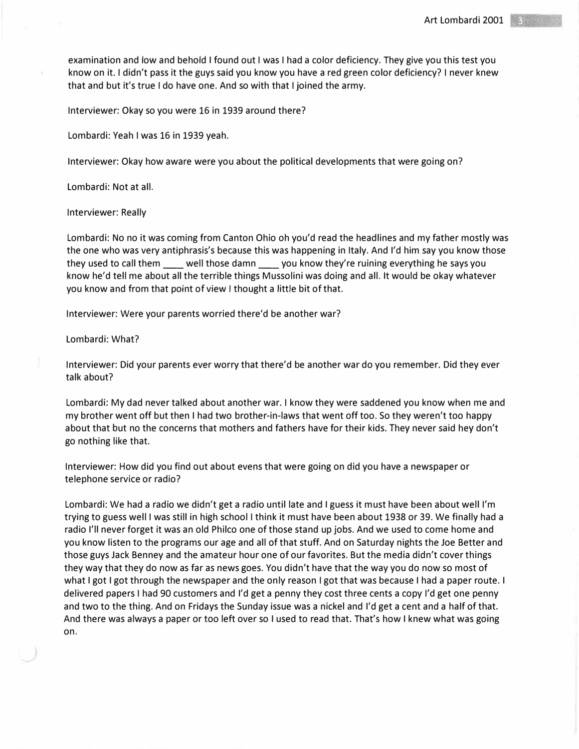examination and low and behold I found out I was I had a color deficiency. They give you this test you know on it. I didn't pass it the guys said you know you have a red green color deficiency? I never knew that and but it's true I do have one. And so with that I joined the army.

Interviewer: Okay so you were 16 in 1939 around there?

Lombardi: Yeah I was 16 in 1939 yeah.

Interviewer: Okay how aware were you about the political developments that were going on?

Lombardi: Not at all.

Interviewer: Really

Lombardi: No no it was coming from Canton Ohio oh you'd read the headlines and my father mostly was the one who was very antiphrasis's because this was happening in Italy. And I'd him say you know those they used to call them ____ well those damn ____ you know they're ruining everything he says you know he'd tell me about all the terrible things Mussolini was doing and all. It would be okay whatever you know and from that point of view I thought a little bit of that.

Interviewer: Were your parents worried there'd be another war?

Lombardi: What?

Interviewer: Did your parents ever worry that there'd be another war do you remember. Did they ever talk about?

Lombardi: My dad never talked about another war. I know they were saddened you know when me and my brother went off but then I had two brother-in-laws that went off too. So they weren't too happy about that but no the concerns that mothers and fathers have for their kids. They never said hey don't go nothing like that.

Interviewer: How did you find out about evens that were going on did you have a newspaper or telephone service or radio?

Lombardi: We had a radio we didn't get a radio until late and I guess it must have been about well I'm trying to guess well I was still in high school I think it must have been about 1938 or 39. We finally had a radio I'll never forget it was an old Philco one of those stand up jobs. And we used to come home and you know listen to the programs our age and all of that stuff. And on Saturday nights the Joe Better and those guys Jack Benney and the amateur hour one of our favorites. But the media didn't cover things they way that they do now as far as news goes. You didn't have that the way you do now so most of what I got I got through the newspaper and the only reason I got that was because I had a paper route. I delivered papers I had 90 customers and I'd get a penny they cost three cents a copy I'd get one penny and two to the thing. And on Fridays the Sunday issue was a nickel and I'd get a cent and a half of that. And there was always a paper or too left over so I used to read that. That's how I knew what was going on.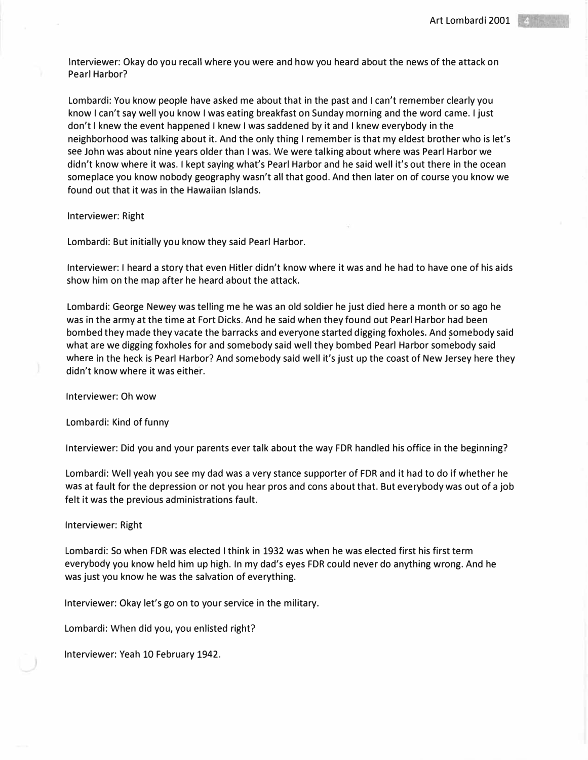Interviewer: Okay do you recall where you were and how you heard about the news of the attack on Pearl Harbor?

Lombardi: You know people have asked me about that in the past and I can't remember clearly you know I can't say well you know I was eating breakfast on Sunday morning and the word came. I just don't I knew the event happened I knew I was saddened by it and I knew everybody in the neighborhood was talking about it. And the only thing I remember is that my eldest brother who is let's see John was about nine years older than I was. We were talking about where was Pearl Harbor we didn't know where it was. I kept saying what's Pearl Harbor and he said well it's out there in the ocean someplace you know nobody geography wasn't all that good. And then later on of course you know we found out that it was in the Hawaiian Islands.

Interviewer: Right

Lombardi: But initially you know they said Pearl Harbor.

Interviewer: I heard a story that even Hitler didn't know where it was and he had to have one of his aids show him on the map after he heard about the attack.

Lombardi: George Newey was telling me he was an old soldier he just died here a month or so ago he was in the army at the time at Fort Dicks. And he said when they found out Pearl Harbor had been bombed they made they vacate the barracks and everyone started digging foxholes. And somebody said what are we digging foxholes for and somebody said well they bombed Pearl Harbor somebody said where in the heck is Pearl Harbor? And somebody said well it's just up the coast of New Jersey here they didn't know where it was either.

Interviewer: Oh wow

Lombardi: Kind of funny

Interviewer: Did you and your parents ever talk about the way FDR handled his office in the beginning?

Lombardi: Well yeah you see my dad was a very stance supporter of FDR and it had to do if whether he was at fault for the depression or not you hear pros and cons about that. But everybody was out of a job felt it was the previous administrations fault.

Interviewer: Right

Lombardi: So when FDR was elected I think in 1932 was when he was elected first his first term everybody you know held him up high. In my dad's eyes FDR could never do anything wrong. And he was just you know he was the salvation of everything.

Interviewer: Okay let's go on to your service in the military.

Lombardi: When did you, you enlisted right?

Interviewer: Yeah 10 February 1942.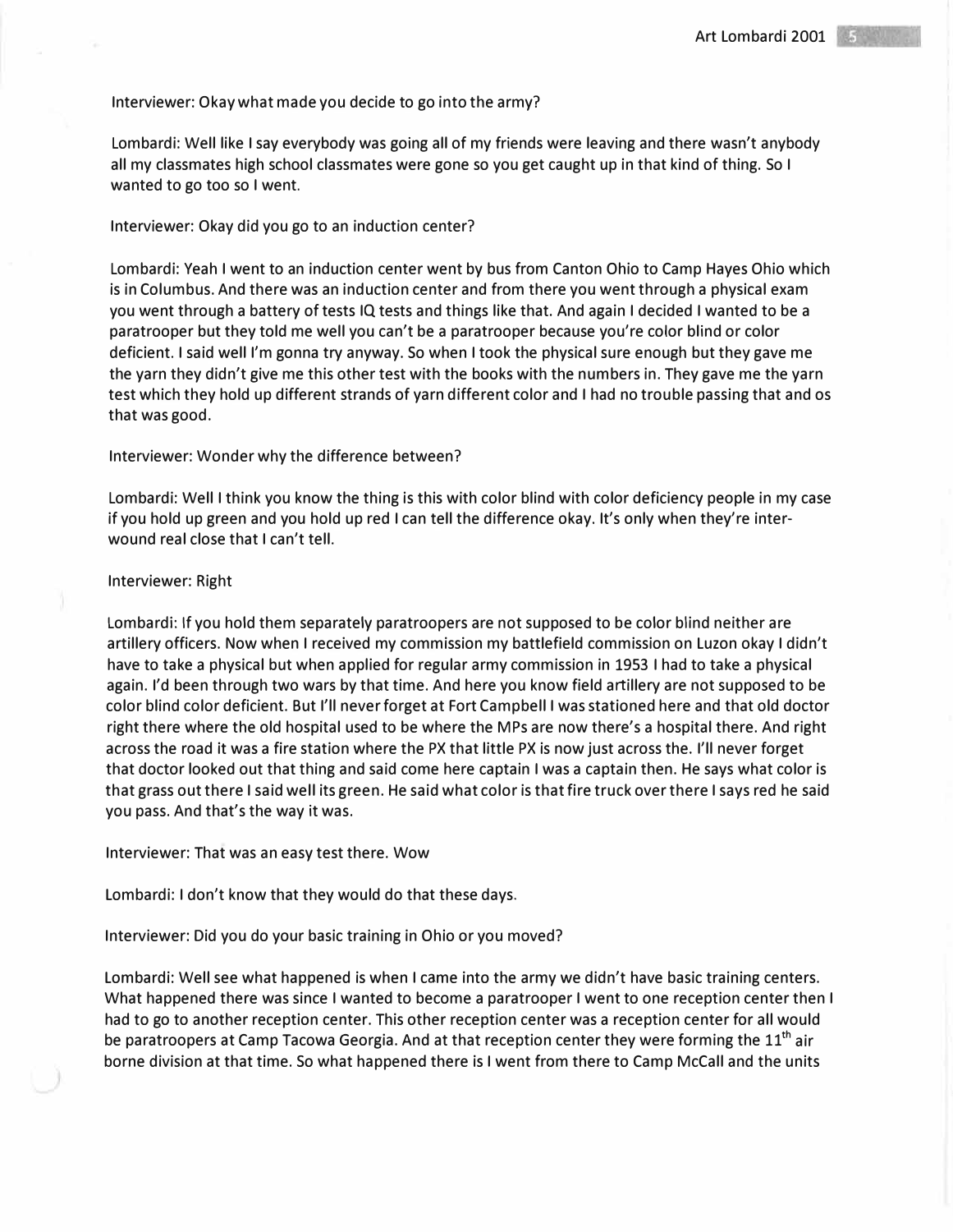Interviewer: Okay what made you decide to go into the army?

Lombardi: Well like I say everybody was going all of my friends were leaving and there wasn't anybody all my classmates high school classmates were gone so you get caught up in that kind of thing. So I wanted to go too so I went.

Interviewer: Okay did you go to an induction center?

Lombardi: Yeah I went to an induction center went by bus from Canton Ohio to Camp Hayes Ohio which is in Columbus. And there was an induction center and from there you went through a physical exam you went through a battery of tests IQ tests and things like that. And again I decided I wanted to be a paratrooper but they told me well you can't be a paratrooper because you're color blind or color deficient. I said well I'm gonna try anyway. So when I took the physical sure enough but they gave me the yarn they didn't give me this other test with the books with the numbers in. They gave me the yarn test which they hold up different strands of yarn different color and I had no trouble passing that and os that was good.

Interviewer: Wonder why the difference between?

Lombardi: Well I think you know the thing is this with color blind with color deficiency people in my case if you hold up green and you hold up red I can tell the difference okay. It's only when they're inter-wound real close that I can't tell.

Interviewer: Right

Lombardi: If you hold them separately paratroopers are not supposed to be color blind neither are artillery officers. Now when I received my commission my battlefield commission on Luzon okay I didn't have to take a physical but when applied for regular army commission in 1953 I had to take a physical again. I'd been through two wars by that time. And here you know field artillery are not supposed to be color blind color deficient. But I'll never forget at Fort Campbell I was stationed here and that old doctor right there where the old hospital used to be where the MPs are now there's a hospital there. And right across the road it was a fire station where the PX that little PX is now just across the. I'll never forget that doctor looked out that thing and said come here captain I was a captain then. He says what color is that grass out there I said well its green. He said what color is that fire truck over there I says red he said you pass. And that's the way it was.

Interviewer: That was an easy test there. Wow

Lombardi: I don't know that they would do that these days.

Interviewer: Did you do your basic training in Ohio or you moved?

Lombardi: Well see what happened is when I came into the army we didn't have basic training centers. What happened there was since I wanted to become a paratrooper I went to one reception center then I had to go to another reception center. This other reception center was a reception center for all would be paratroopers at Camp Tacowa Georgia. And at that reception center they were forming the 11th air borne division at that time. So what happened there is I went from there to Camp McCall and the units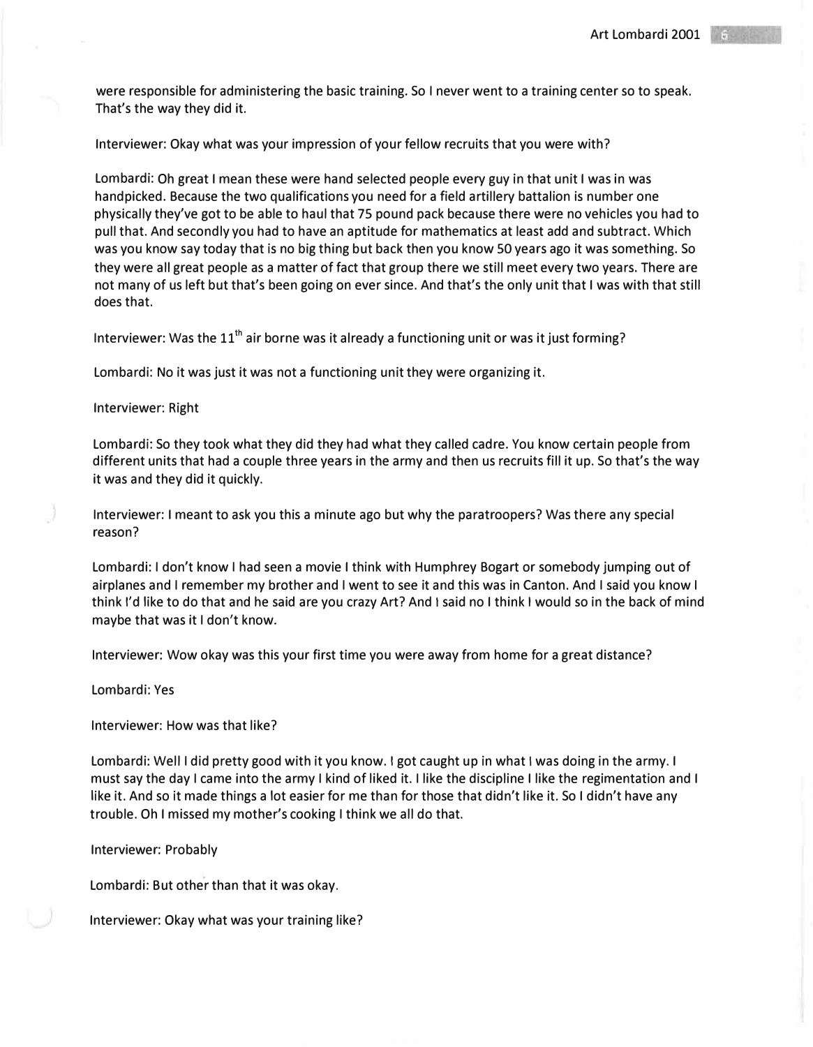were responsible for administering the basic training. So I never went to a training center so to speak. That's the way they did it.

Interviewer: Okay what was your impression of your fellow recruits that you were with?

Lombardi: Oh great I mean these were hand selected people every guy in that unit I was in was handpicked. Because the two qualifications you need for a field artillery battalion is number one physically they've got to be able to haul that 75 pound pack because there were no vehicles you had to pull that. And secondly you had to have an aptitude for mathematics at least add and subtract. Which was you know say today that is no big thing but back then you know 50 years ago it was something. So they were all great people as a matter of fact that group there we still meet every two years. There are not many of us left but that's been going on ever since. And that's the only unit that I was with that still does that.

Interviewer: Was the 11th air borne was it already a functioning unit or was it just forming?

Lombardi: No it was just it was not a functioning unit they were organizing it.

Interviewer: Right

Lombardi: So they took what they did they had what they called cadre. You know certain people from different units that had a couple three years in the army and then us recruits fill it up. So that's the way it was and they did it quickly.

Interviewer: I meant to ask you this a minute ago but why the paratroopers? Was there any special reason?

Lombardi: I don't know I had seen a movie I think with Humphrey Bogart or somebody jumping out of airplanes and I remember my brother and I went to see it and this was in Canton. And I said you know I think I'd like to do that and he said are you crazy Art? And I said no I think I would so in the back of mind maybe that was it I don't know.

Interviewer: Wow okay was this your first time you were away from home for a great distance?

Lombardi: Yes

Interviewer: How was that like?

Lombardi: Well I did pretty good with it you know. I got caught up in what I was doing in the army. I must say the day I came into the army I kind of liked it. I like the discipline I like the regimentation and I like it. And so it made things a lot easier for me than for those that didn't like it. So I didn't have any trouble. Oh I missed my mother's cooking I think we all do that.

Interviewer: Probably

Lombardi: But other than that it was okay.

Interviewer: Okay what was your training like?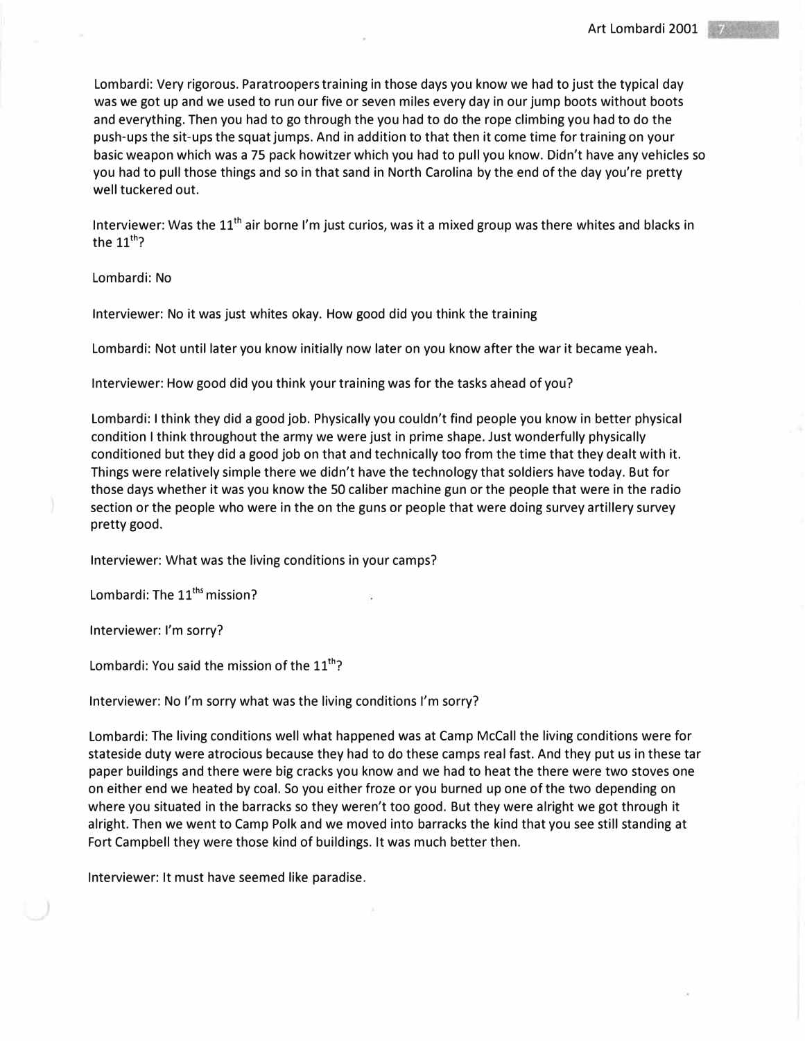Lombardi: Very rigorous. Paratroopers training in those days you know we had to just the typical day was we got up and we used to run our five or seven miles every day in our jump boots without boots and everything. Then you had to go through the you had to do the rope climbing you had to do the push-ups the sit-ups the squat jumps. And in addition to that then it come time for training on your basic weapon which was a 75 pack howitzer which you had to pull you know. Didn't have any vehicles so you had to pull those things and so in that sand in North Carolina by the end of the day you're pretty well tuckered out.

Interviewer: Was the 11th air borne I'm just curios, was it a mixed group was there whites and blacks in the 11th?

Lombardi: No

Interviewer: No it was just whites okay. How good did you think the training

Lombardi: Not until later you know initially now later on you know after the war it became yeah.

Interviewer: How good did you think your training was for the tasks ahead of you?

Lombardi: I think they did a good job. Physically you couldn't find people you know in better physical condition I think throughout the army we were just in prime shape. Just wonderfully physically conditioned but they did a good job on that and technically too from the time that they dealt with it. Things were relatively simple there we didn't have the technology that soldiers have today. But for those days whether it was you know the 50 caliber machine gun or the people that were in the radio section or the people who were in the on the guns or people that were doing survey artillery survey pretty good.

Interviewer: What was the living conditions in your camps?

Lombardi: The 11ths mission?

Interviewer: I'm sorry?

Lombardi: You said the mission of the 11th?

Interviewer: No I'm sorry what was the living conditions I'm sorry?

Lombardi: The living conditions well what happened was at Camp McCall the living conditions were for stateside duty were atrocious because they had to do these camps real fast. And they put us in these tar paper buildings and there were big cracks you know and we had to heat the there were two stoves one on either end we heated by coal. So you either froze or you burned up one of the two depending on where you situated in the barracks so they weren't too good. But they were alright we got through it alright. Then we went to Camp Polk and we moved into barracks the kind that you see still standing at Fort Campbell they were those kind of buildings. It was much better then.

Interviewer: It must have seemed like paradise.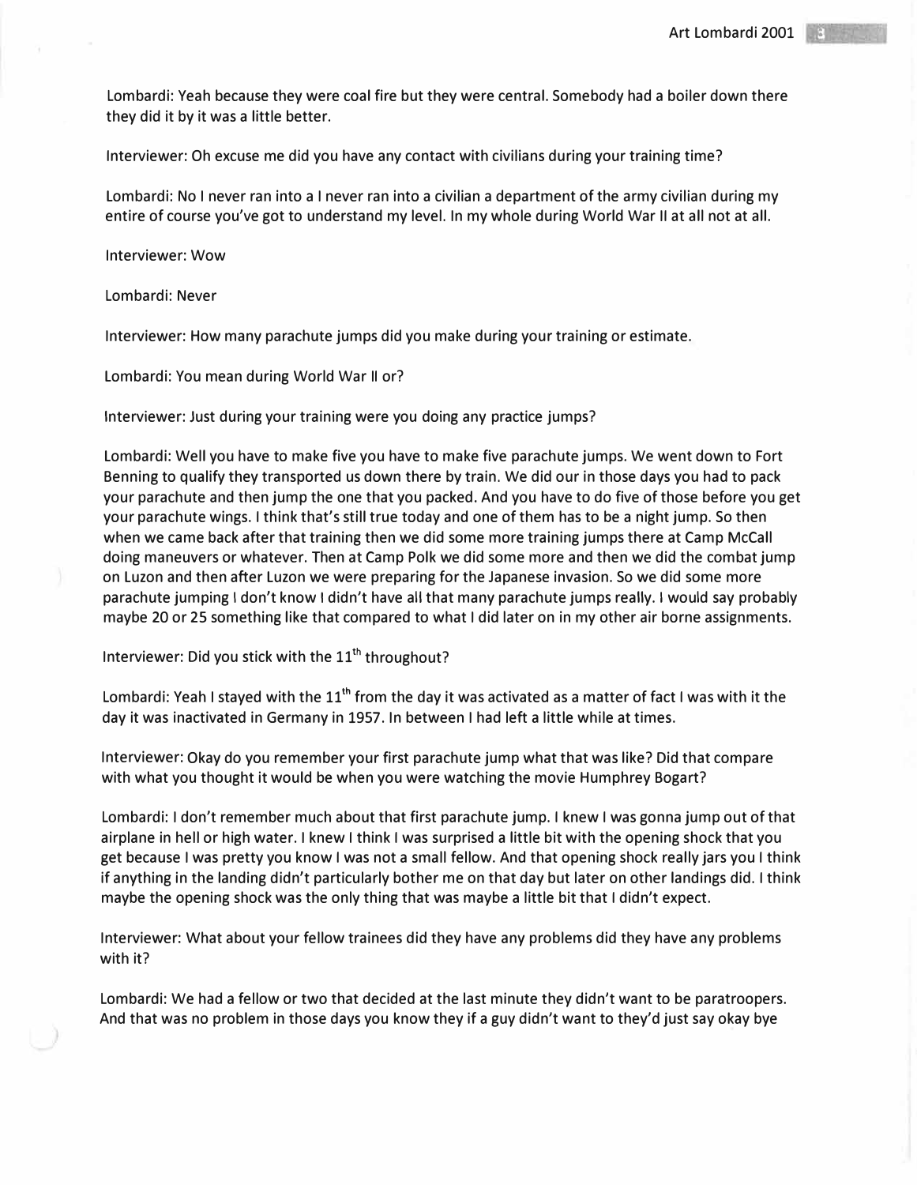Lombardi: Yeah because they were coal fire but they were central. Somebody had a boiler down there they did it by it was a little better.

Interviewer: Oh excuse me did you have any contact with civilians during your training time?

Lombardi: No I never ran into a I never ran into a civilian a department of the army civilian during my entire of course you've got to understand my level. In my whole during World War II at all not at all.

Interviewer: Wow

Lombardi: Never

Interviewer: How many parachute jumps did you make during your training or estimate.

Lombardi: You mean during World War II or?

Interviewer: Just during your training were you doing any practice jumps?

Lombardi: Well you have to make five you have to make five parachute jumps. We went down to Fort Benning to qualify they transported us down there by train. We did our in those days you had to pack your parachute and then jump the one that you packed. And you have to do five of those before you get your parachute wings. I think that's still true today and one of them has to be a night jump. So then when we came back after that training then we did some more training jumps there at Camp McCall doing maneuvers or whatever. Then at Camp Polk we did some more and then we did the combat jump on Luzon and then after Luzon we were preparing for the Japanese invasion. So we did some more parachute jumping I don't know I didn't have all that many parachute jumps really. I would say probably maybe 20 or 25 something like that compared to what I did later on in my other air borne assignments.

Interviewer: Did you stick with the 11th throughout?

Lombardi: Yeah I stayed with the 11th from the day it was activated as a matter of fact I was with it the day it was inactivated in Germany in 1957. In between I had left a little while at times.

Interviewer: Okay do you remember your first parachute jump what that was like? Did that compare with what you thought it would be when you were watching the movie Humphrey Bogart?

Lombardi: I don't remember much about that first parachute jump. I knew I was gonna jump out of that airplane in hell or high water. I knew I think I was surprised a little bit with the opening shock that you get because I was pretty you know I was not a small fellow. And that opening shock really jars you I think if anything in the landing didn't particularly bother me on that day but later on other landings did. I think maybe the opening shock was the only thing that was maybe a little bit that I didn't expect.

Interviewer: What about your fellow trainees did they have any problems did they have any problems with it?

Lombardi: We had a fellow or two that decided at the last minute they didn't want to be paratroopers. And that was no problem in those days you know they if a guy didn't want to they'd just say okay bye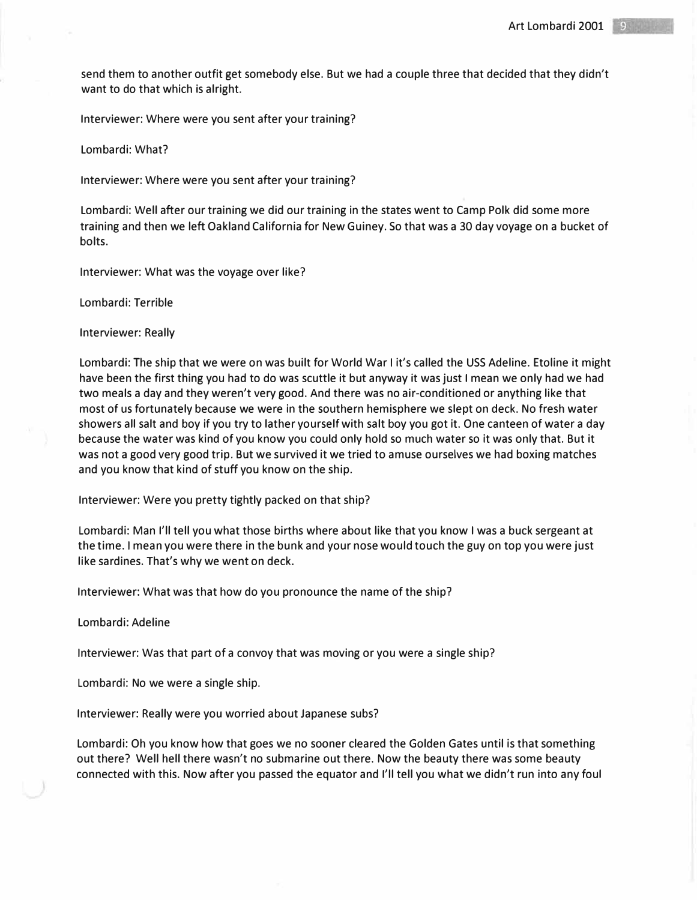send them to another outfit get somebody else. But we had a couple three that decided that they didn't want to do that which is alright.

Interviewer: Where were you sent after your training?

Lombardi: What?

Interviewer: Where were you sent after your training?

Lombardi: Well after our training we did our training in the states went to Camp Polk did some more training and then we left Oakland California for New Guiney. So that was a 30 day voyage on a bucket of bolts.

Interviewer: What was the voyage over like?

Lombardi: Terrible

Interviewer: Really

Lombardi: The ship that we were on was built for World War I it's called the USS Adeline. Etoline it might have been the first thing you had to do was scuttle it but anyway it was just I mean we only had we had two meals a day and they weren't very good. And there was no air-conditioned or anything like that most of us fortunately because we were in the southern hemisphere we slept on deck. No fresh water showers all salt and boy if you try to lather yourself with salt boy you got it. One canteen of water a day because the water was kind of you know you could only hold so much water so it was only that. But it was not a good very good trip. But we survived it we tried to amuse ourselves we had boxing matches and you know that kind of stuff you know on the ship.

Interviewer: Were you pretty tightly packed on that ship?

Lombardi: Man I'll tell you what those births where about like that you know I was a buck sergeant at the time. I mean you were there in the bunk and your nose would touch the guy on top you were just like sardines. That's why we went on deck.

Interviewer: What was that how do you pronounce the name of the ship?

Lombardi: Adeline

Interviewer: Was that part of a convoy that was moving or you were a single ship?

Lombardi: No we were a single ship.

Interviewer: Really were you worried about Japanese subs?

Lombardi: Oh you know how that goes we no sooner cleared the Golden Gates until is that something out there? Well hell there wasn't no submarine out there. Now the beauty there was some beauty connected with this. Now after you passed the equator and I'll tell you what we didn't run into any foul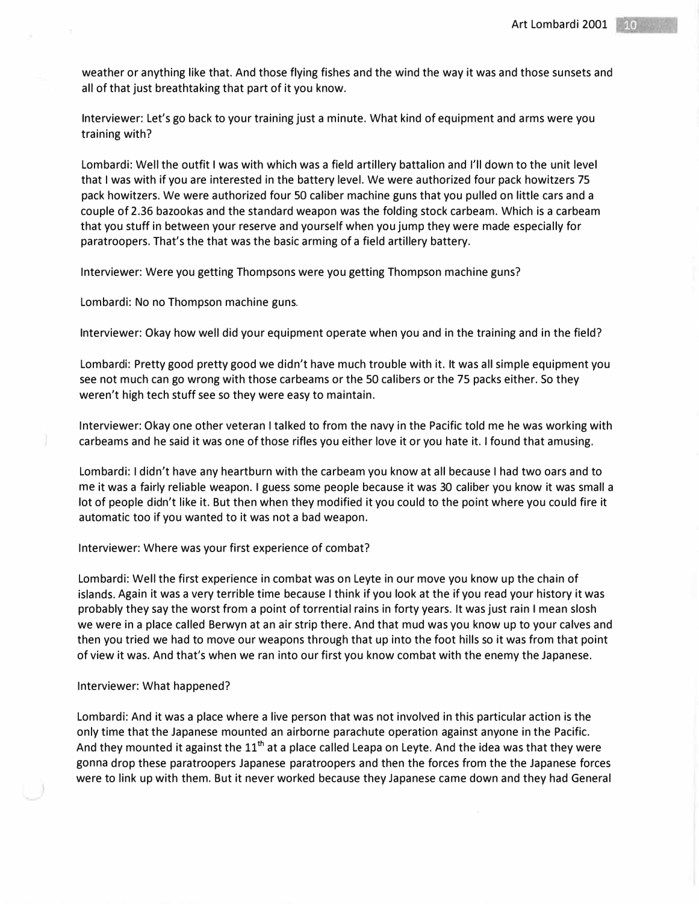weather or anything like that. And those flying fishes and the wind the way it was and those sunsets and all of that just breathtaking that part of it you know.

Interviewer: Let's go back to your training just a minute. What kind of equipment and arms were you training with?

Lombardi: Well the outfit I was with which was a field artillery battalion and I'll down to the unit level that I was with if you are interested in the battery level. We were authorized four pack howitzers 75 pack howitzers. We were authorized four 50 caliber machine guns that you pulled on little cars and a couple of 2.36 bazookas and the standard weapon was the folding stock carbeam. Which is a carbeam that you stuff in between your reserve and yourself when you jump they were made especially for paratroopers. That's the that was the basic arming of a field artillery battery.

Interviewer: Were you getting Thompsons were you getting Thompson machine guns?

Lombardi: No no Thompson machine guns.

Interviewer: Okay how well did your equipment operate when you and in the training and in the field?

Lombardi: Pretty good pretty good we didn't have much trouble with it. It was all simple equipment you see not much can go wrong with those carbeams or the 50 calibers or the 75 packs either. So they weren't high tech stuff see so they were easy to maintain.

Interviewer: Okay one other veteran I talked to from the navy in the Pacific told me he was working with carbeams and he said it was one of those rifles you either love it or you hate it. I found that amusing.

Lombardi: I didn't have any heartburn with the carbeam you know at all because I had two oars and to me it was a fairly reliable weapon. I guess some people because it was 30 caliber you know it was small a lot of people didn't like it. But then when they modified it you could to the point where you could fire it automatic too if you wanted to it was not a bad weapon.

Interviewer: Where was your first experience of combat?

Lombardi: Well the first experience in combat was on Leyte in our move you know up the chain of islands. Again it was a very terrible time because I think if you look at the if you read your history it was probably they say the worst from a point of torrential rains in forty years. It was just rain I mean slosh we were in a place called Berwyn at an air strip there. And that mud was you know up to your calves and then you tried we had to move our weapons through that up into the foot hills so it was from that point of view it was. And that's when we ran into our first you know combat with the enemy the Japanese.

Interviewer: What happened?

Lombardi: And it was a place where a live person that was not involved in this particular action is the only time that the Japanese mounted an airborne parachute operation against anyone in the Pacific. And they mounted it against the 11th at a place called Leapa on Leyte. And the idea was that they were gonna drop these paratroopers Japanese paratroopers and then the forces from the the Japanese forces were to link up with them. But it never worked because they Japanese came down and they had General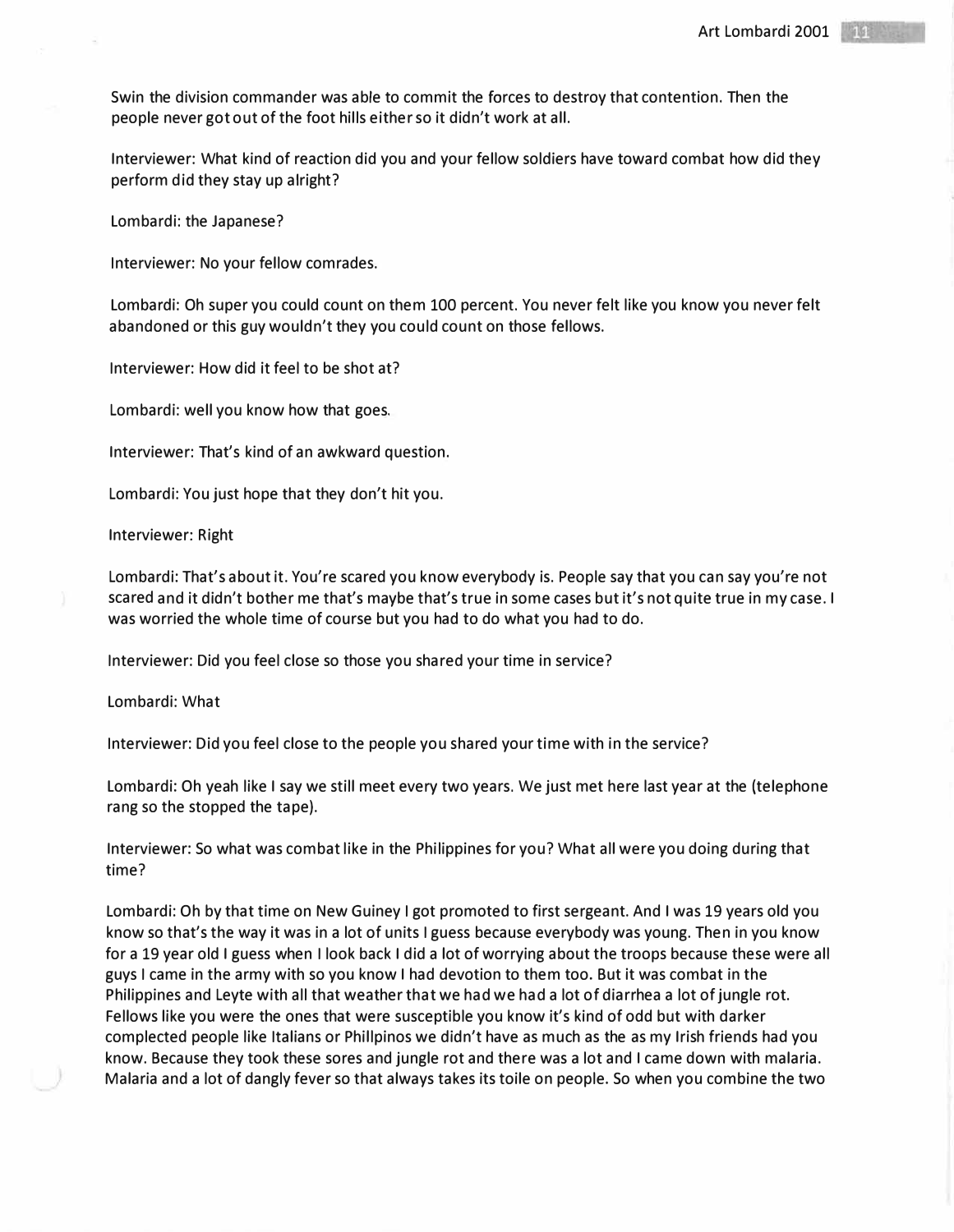Swin the division commander was able to commit the forces to destroy that contention. Then the people never got out of the foot hills either so it didn't work at all.

Interviewer: What kind of reaction did you and your fellow soldiers have toward combat how did they perform did they stay up alright?

Lombardi: the Japanese?

Interviewer: No your fellow comrades.

Lombardi: Oh super you could count on them 100 percent. You never felt like you know you never felt abandoned or this guy wouldn't they you could count on those fellows.

Interviewer: How did it feel to be shot at?

Lombardi: well you know how that goes.

Interviewer: That's kind of an awkward question.

Lombardi: You just hope that they don't hit you.

Interviewer: Right

Lombardi: That's about it. You're scared you know everybody is. People say that you can say you're not scared and it didn't bother me that's maybe that's true in some cases but it's not quite true in my case. I was worried the whole time of course but you had to do what you had to do.

Interviewer: Did you feel close so those you shared your time in service?

Lombardi: What

Interviewer: Did you feel close to the people you shared your time with in the service?

Lombardi: Oh yeah like I say we still meet every two years. We just met here last year at the (telephone rang so the stopped the tape).

Interviewer: So what was combat like in the Philippines for you? What all were you doing during that time?

Lombardi: Oh by that time on New Guiney I got promoted to first sergeant. And I was 19 years old you know so that's the way it was in a lot of units I guess because everybody was young. Then in you know for a 19 year old I guess when I look back I did a lot of worrying about the troops because these were all guys I came in the army with so you know I had devotion to them too. But it was combat in the Philippines and Leyte with all that weather that we had we had a lot of diarrhea a lot of jungle rot. Fellows like you were the ones that were susceptible you know it's kind of odd but with darker complected people like Italians or Phillpinos we didn't have as much as the as my Irish friends had you know. Because they took these sores and jungle rot and there was a lot and I came down with malaria. Malaria and a lot of dangly fever so that always takes its toile on people. So when you combine the two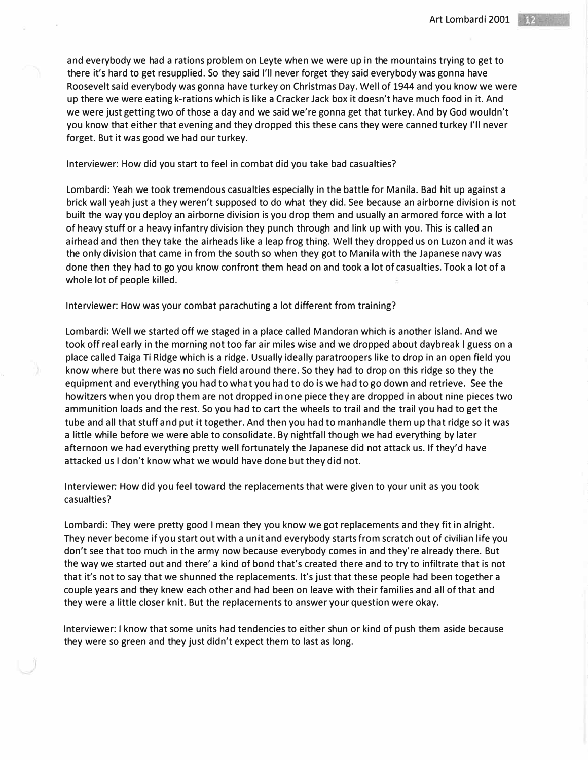and everybody we had a rations problem on Leyte when we were up in the mountains trying to get to there it's hard to get resupplied. So they said I'll never forget they said everybody was gonna have Roosevelt said everybody was gonna have turkey on Christmas Day. Well of 1944 and you know we were up there we were eating k-rations which is like a Cracker Jack box it doesn't have much food in it. And we were just getting two of those a day and we said we're gonna get that turkey. And by God wouldn't you know that either that evening and they dropped this these cans they were canned turkey I'll never forget. But it was good we had our turkey.

Interviewer: How did you start to feel in combat did you take bad casualties?

Lombardi: Yeah we took tremendous casualties especially in the battle for Manila. Bad hit up against a brick wall yeah just a they weren't supposed to do what they did. See because an airborne division is not built the way you deploy an airborne division is you drop them and usually an armored force with a lot of heavy stuff or a heavy infantry division they punch through and link up with you. This is called an airhead and then they take the airheads like a leap frog thing. Well they dropped us on Luzon and it was the only division that came in from the south so when they got to Manila with the Japanese navy was done then they had to go you know confront them head on and took a lot of casualties. Took a lot of a whole lot of people killed.

Interviewer: How was your combat parachuting a lot different from training?

Lombardi: Well we started off we staged in a place called Mandoran which is another island. And we took off real early in the morning not too far air miles wise and we dropped about daybreak I guess on a place called Taiga Ti Ridge which is a ridge. Usually ideally paratroopers like to drop in an open field you know where but there was no such field around there. So they had to drop on this ridge so they the equipment and everything you had to what you had to do is we had to go down and retrieve. See the howitzers when you drop them are not dropped in one piece they are dropped in about nine pieces two ammunition loads and the rest. So you had to cart the wheels to trail and the trail you had to get the tube and all that stuff and put it together. And then you had to manhandle them up that ridge so it was a little while before we were able to consolidate. By nightfall though we had everything by later afternoon we had everything pretty well fortunately the Japanese did not attack us. If they'd have attacked us I don't know what we would have done but they did not.

Interviewer: How did you feel toward the replacements that were given to your unit as you took casualties?

Lombardi: They were pretty good I mean they you know we got replacements and they fit in alright. They never become if you start out with a unit and everybody starts from scratch out of civilian life you don't see that too much in the army now because everybody comes in and they're already there. But the way we started out and there' a kind of bond that's created there and to try to infiltrate that is not that it's not to say that we shunned the replacements. It's just that these people had been together a couple years and they knew each other and had been on leave with their families and all of that and they were a little closer knit. But the replacements to answer your question were okay.

Interviewer: I know that some units had tendencies to either shun or kind of push them aside because they were so green and they just didn't expect them to last as long.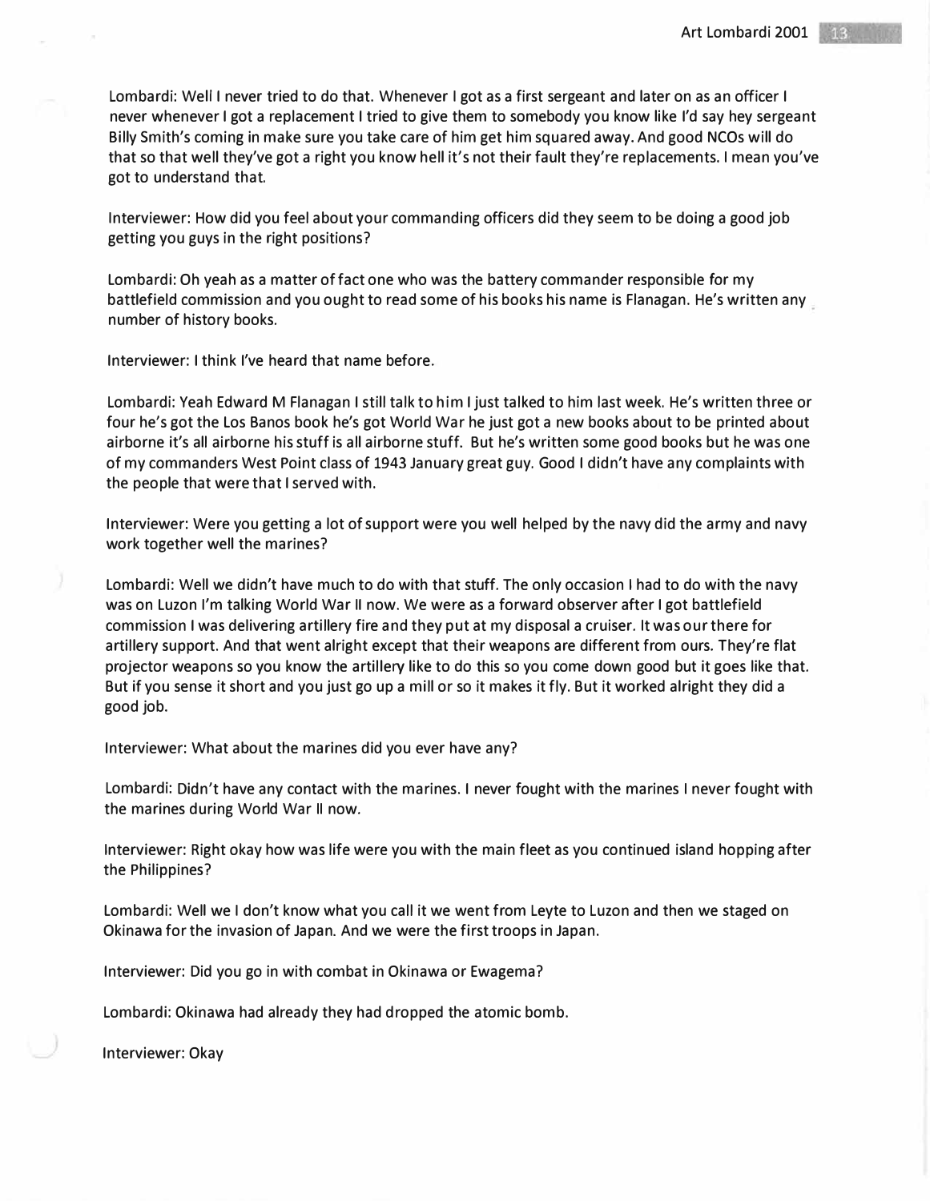Lombardi: Well I never tried to do that. Whenever I got as a first sergeant and later on as an officer I never whenever I got a replacement I tried to give them to somebody you know like I'd say hey sergeant Billy Smith's coming in make sure you take care of him get him squared away. And good NCOs will do that so that well they've got a right you know hell it's not their fault they're replacements. I mean you've got to understand that.

Interviewer: How did you feel about your commanding officers did they seem to be doing a good job getting you guys in the right positions?

Lombardi: Oh yeah as a matter of fact one who was the battery commander responsible for my battlefield commission and you ought to read some of his books his name is Flanagan. He's written any number of history books.

Interviewer: I think I've heard that name before.

Lombardi: Yeah Edward M Flanagan I still talk to him I just talked to him last week. He's written three or four he's got the Los Banos book he's got World War he just got a new books about to be printed about airborne it's all airborne his stuff is all airborne stuff. But he's written some good books but he was one of my commanders West Point class of 1943 January great guy. Good I didn't have any complaints with the people that were that I served with.

Interviewer: Were you getting a lot of support were you well helped by the navy did the army and navy work together well the marines?

Lombardi: Well we didn't have much to do with that stuff. The only occasion I had to do with the navy was on Luzon I'm talking World War II now. We were as a forward observer after I got battlefield commission I was delivering artillery fire and they put at my disposal a cruiser. It was our there for artillery support. And that went alright except that their weapons are different from ours. They're flat projector weapons so you know the artillery like to do this so you come down good but it goes like that. But if you sense it short and you just go up a mill or so it makes it fly. But it worked alright they did a good job.

Interviewer: What about the marines did you ever have any?

Lombardi: Didn't have any contact with the marines. I never fought with the marines I never fought with the marines during World War II now.

Interviewer: Right okay how was life were you with the main fleet as you continued island hopping after the Philippines?

Lombardi: Well we I don't know what you call it we went from Leyte to Luzon and then we staged on Okinawa for the invasion of Japan. And we were the first troops in Japan.

Interviewer: Did you go in with combat in Okinawa or Ewagema?

Lombardi: Okinawa had already they had dropped the atomic bomb.

Interviewer: Okay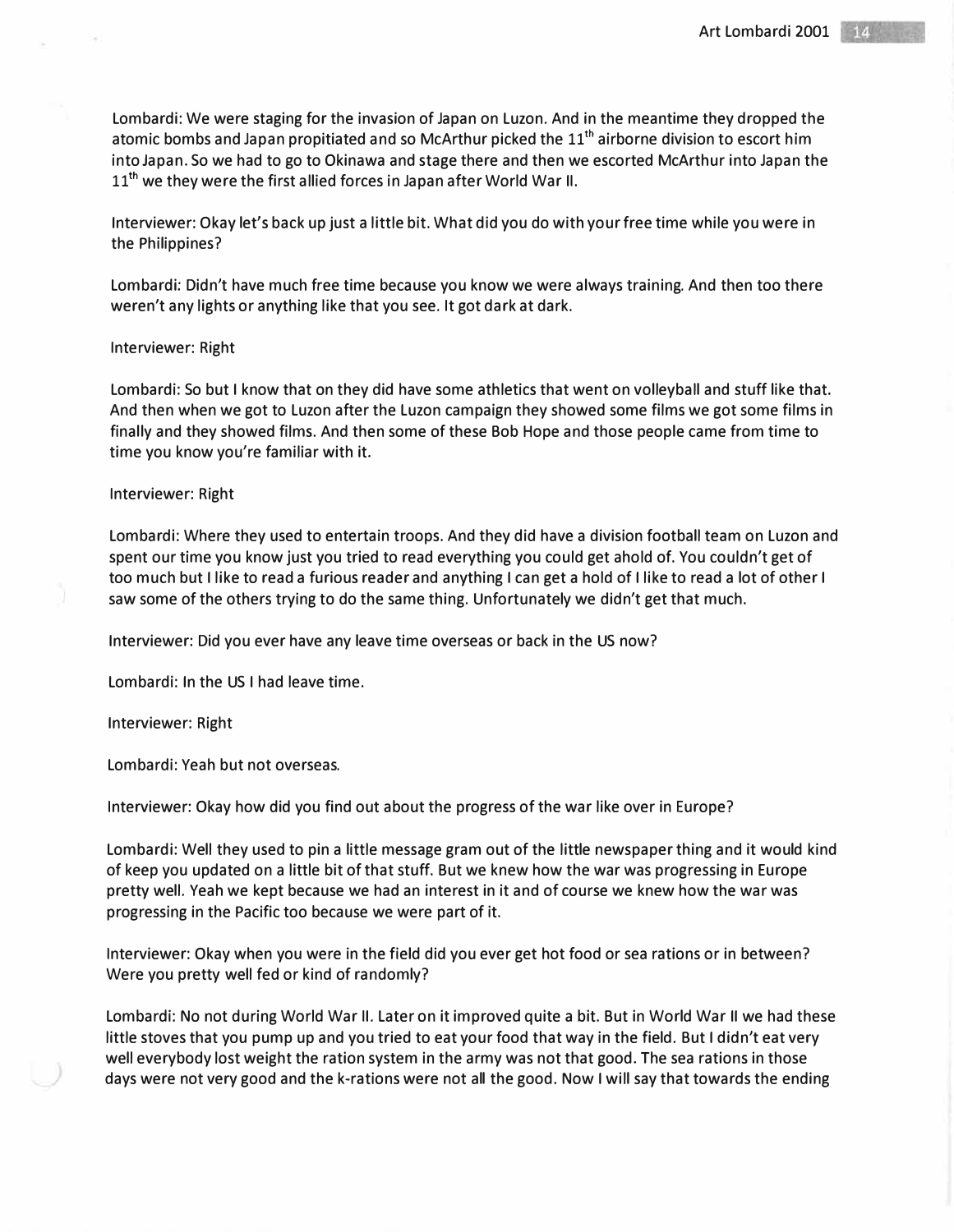Lombardi: We were staging for the invasion of Japan on Luzon. And in the meantime they dropped the atomic bombs and Japan propitiated and so McArthur picked the 11th airborne division to escort him into Japan. So we had to go to Okinawa and stage there and then we escorted McArthur into Japan the 11th we they were the first allied forces in Japan after World War II.

Interviewer: Okay let's back up just a little bit. What did you do with your free time while you were in the Philippines?

Lombardi: Didn't have much free time because you know we were always training. And then too there weren't any lights or anything like that you see. It got dark at dark.

Interviewer: Right

Lombardi: So but I know that on they did have some athletics that went on volleyball and stuff like that. And then when we got to Luzon after the Luzon campaign they showed some films we got some films in finally and they showed films. And then some of these Bob Hope and those people came from time to time you know you're familiar with it.

Interviewer: Right

Lombardi: Where they used to entertain troops. And they did have a division football team on Luzon and spent our time you know just you tried to read everything you could get ahold of. You couldn't get of too much but I like to read a furious reader and anything I can get a hold of I like to read a lot of other I saw some of the others trying to do the same thing. Unfortunately we didn't get that much.

Interviewer: Did you ever have any leave time overseas or back in the US now?

Lombardi: In the US I had leave time.

Interviewer: Right

Lombardi: Yeah but not overseas.

Interviewer: Okay how did you find out about the progress of the war like over in Europe?

Lombardi: Well they used to pin a little message gram out of the little newspaper thing and it would kind of keep you updated on a little bit of that stuff. But we knew how the war was progressing in Europe pretty well. Yeah we kept because we had an interest in it and of course we knew how the war was progressing in the Pacific too because we were part of it.

Interviewer: Okay when you were in the field did you ever get hot food or sea rations or in between? Were you pretty well fed or kind of randomly?

Lombardi: No not during World War II. Later on it improved quite a bit. But in World War II we had these little stoves that you pump up and you tried to eat your food that way in the field. But I didn't eat very well everybody lost weight the ration system in the army was not that good. The sea rations in those days were not very good and the k-rations were not all the good. Now I will say that towards the ending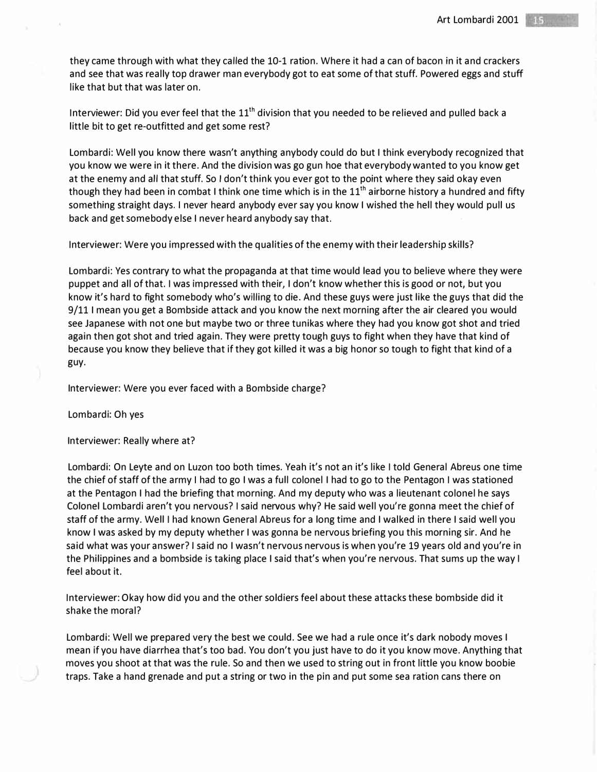they came through with what they called the 10-1 ration. Where it had a can of bacon in it and crackers and see that was really top drawer man everybody got to eat some of that stuff. Powered eggs and stuff like that but that was later on.

Interviewer: Did you ever feel that the 11th division that you needed to be relieved and pulled back a little bit to get re-outfitted and get some rest?

Lombardi: Well you know there wasn't anything anybody could do but I think everybody recognized that you know we were in it there. And the division was go gun hoe that everybody wanted to you know get at the enemy and all that stuff. So I don't think you ever got to the point where they said okay even though they had been in combat I think one time which is in the 11th airborne history a hundred and fifty something straight days. I never heard anybody ever say you know I wished the hell they would pull us back and get somebody else I never heard anybody say that.

Interviewer: Were you impressed with the qualities of the enemy with their leadership skills?

Lombardi: Yes contrary to what the propaganda at that time would lead you to believe where they were puppet and all of that. I was impressed with their, I don't know whether this is good or not, but you know it's hard to fight somebody who's willing to die. And these guys were just like the guys that did the 9/11 I mean you get a Bombside attack and you know the next morning after the air cleared you would see Japanese with not one but maybe two or three tunikas where they had you know got shot and tried again then got shot and tried again. They were pretty tough guys to fight when they have that kind of because you know they believe that if they got killed it was a big honor so tough to fight that kind of a guy.

Interviewer: Were you ever faced with a Bombside charge?

Lombardi: Oh yes

Interviewer: Really where at?

Lombardi: On Leyte and on Luzon too both times. Yeah it's not an it's like I told General Abreus one time the chief of staff of the army I had to go I was a full colonel I had to go to the Pentagon I was stationed at the Pentagon I had the briefing that morning. And my deputy who was a lieutenant colonel he says Colonel Lombardi aren't you nervous? I said nervous why? He said well you're gonna meet the chief of staff of the army. Well I had known General Abreus for a long time and I walked in there I said well you know I was asked by my deputy whether I was gonna be nervous briefing you this morning sir. And he said what was your answer? I said no I wasn't nervous nervous is when you're 19 years old and you're in the Philippines and a bombside is taking place I said that's when you're nervous. That sums up the way I feel about it.

Interviewer: Okay how did you and the other soldiers feel about these attacks these bombside did it shake the moral?

Lombardi: Well we prepared very the best we could. See we had a rule once it's dark nobody moves I mean if you have diarrhea that's too bad. You don't you just have to do it you know move. Anything that moves you shoot at that was the rule. So and then we used to string out in front little you know boobie traps. Take a hand grenade and put a string or two in the pin and put some sea ration cans there on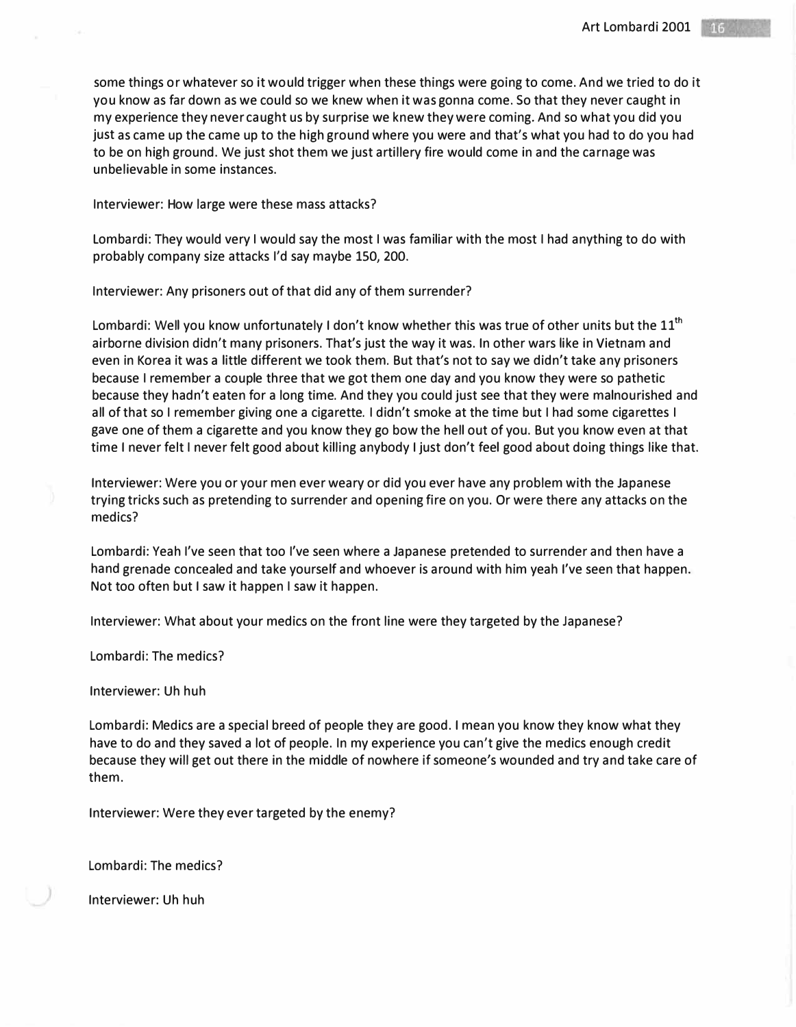some things or whatever so it would trigger when these things were going to come. And we tried to do it you know as far down as we could so we knew when it was gonna come. So that they never caught in my experience they never caught us by surprise we knew they were coming. And so what you did you just as came up the came up to the high ground where you were and that's what you had to do you had to be on high ground. We just shot them we just artillery fire would come in and the carnage was unbelievable in some instances.

Interviewer: How large were these mass attacks?

Lombardi: They would very I would say the most I was familiar with the most I had anything to do with probably company size attacks I'd say maybe 150, 200.

Interviewer: Any prisoners out of that did any of them surrender?

Lombardi: Well you know unfortunately I don't know whether this was true of other units but the 11th airborne division didn't many prisoners. That's just the way it was. In other wars like in Vietnam and even in Korea it was a little different we took them. But that's not to say we didn't take any prisoners because I remember a couple three that we got them one day and you know they were so pathetic because they hadn't eaten for a long time. And they you could just see that they were malnourished and all of that so I remember giving one a cigarette. I didn't smoke at the time but I had some cigarettes I gave one of them a cigarette and you know they go bow the hell out of you. But you know even at that time I never felt I never felt good about killing anybody I just don't feel good about doing things like that.

Interviewer: Were you or your men ever weary or did you ever have any problem with the Japanese trying tricks such as pretending to surrender and opening fire on you. Or were there any attacks on the medics?

Lombardi: Yeah I've seen that too I've seen where a Japanese pretended to surrender and then have a hand grenade concealed and take yourself and whoever is around with him yeah I've seen that happen. Not too often but I saw it happen I saw it happen.

Interviewer: What about your medics on the front line were they targeted by the Japanese?

Lombardi: The medics?

Interviewer: Uh huh

Lombardi: Medics are a special breed of people they are good. I mean you know they know what they have to do and they saved a lot of people. In my experience you can't give the medics enough credit because they will get out there in the middle of nowhere if someone's wounded and try and take care of them.

Interviewer: Were they ever targeted by the enemy?

Lombardi: The medics?

Interviewer: Uh huh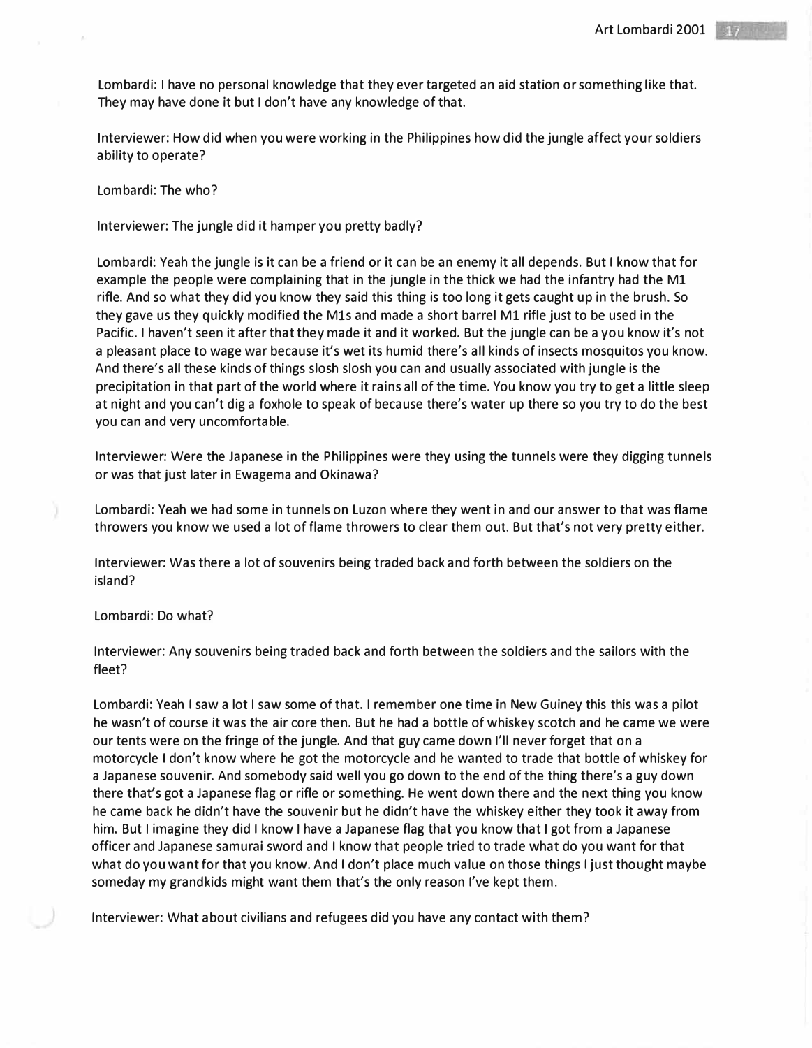Lombardi: I have no personal knowledge that they ever targeted an aid station or something like that. They may have done it but I don't have any knowledge of that.

Interviewer: How did when you were working in the Philippines how did the jungle affect your soldiers ability to operate?

Lombardi: The who?

Interviewer: The jungle did it hamper you pretty badly?

Lombardi: Yeah the jungle is it can be a friend or it can be an enemy it all depends. But I know that for example the people were complaining that in the jungle in the thick we had the infantry had the M1 rifle. And so what they did you know they said this thing is too long it gets caught up in the brush. So they gave us they quickly modified the M1s and made a short barrel M1 rifle just to be used in the Pacific. I haven't seen it after that they made it and it worked. But the jungle can be a you know it's not a pleasant place to wage war because it's wet its humid there's all kinds of insects mosquitos you know. And there's all these kinds of things slosh slosh you can and usually associated with jungle is the precipitation in that part of the world where it rains all of the time. You know you try to get a little sleep at night and you can't dig a foxhole to speak of because there's water up there so you try to do the best you can and very uncomfortable.

Interviewer: Were the Japanese in the Philippines were they using the tunnels were they digging tunnels or was that just later in Ewagema and Okinawa?

Lombardi: Yeah we had some in tunnels on Luzon where they went in and our answer to that was flame throwers you know we used a lot of flame throwers to clear them out. But that's not very pretty either.

Interviewer: Was there a lot of souvenirs being traded back and forth between the soldiers on the island?

Lombardi: Do what?

Interviewer: Any souvenirs being traded back and forth between the soldiers and the sailors with the fleet?

Lombardi: Yeah I saw a lot I saw some of that. I remember one time in New Guiney this this was a pilot he wasn't of course it was the air core then. But he had a bottle of whiskey scotch and he came we were our tents were on the fringe of the jungle. And that guy came down I'll never forget that on a motorcycle I don't know where he got the motorcycle and he wanted to trade that bottle of whiskey for a Japanese souvenir. And somebody said well you go down to the end of the thing there's a guy down there that's got a Japanese flag or rifle or something. He went down there and the next thing you know he came back he didn't have the souvenir but he didn't have the whiskey either they took it away from him. But I imagine they did I know I have a Japanese flag that you know that I got from a Japanese officer and Japanese samurai sword and I know that people tried to trade what do you want for that what do you want for that you know. And I don't place much value on those things I just thought maybe someday my grandkids might want them that's the only reason I've kept them.

Interviewer: What about civilians and refugees did you have any contact with them?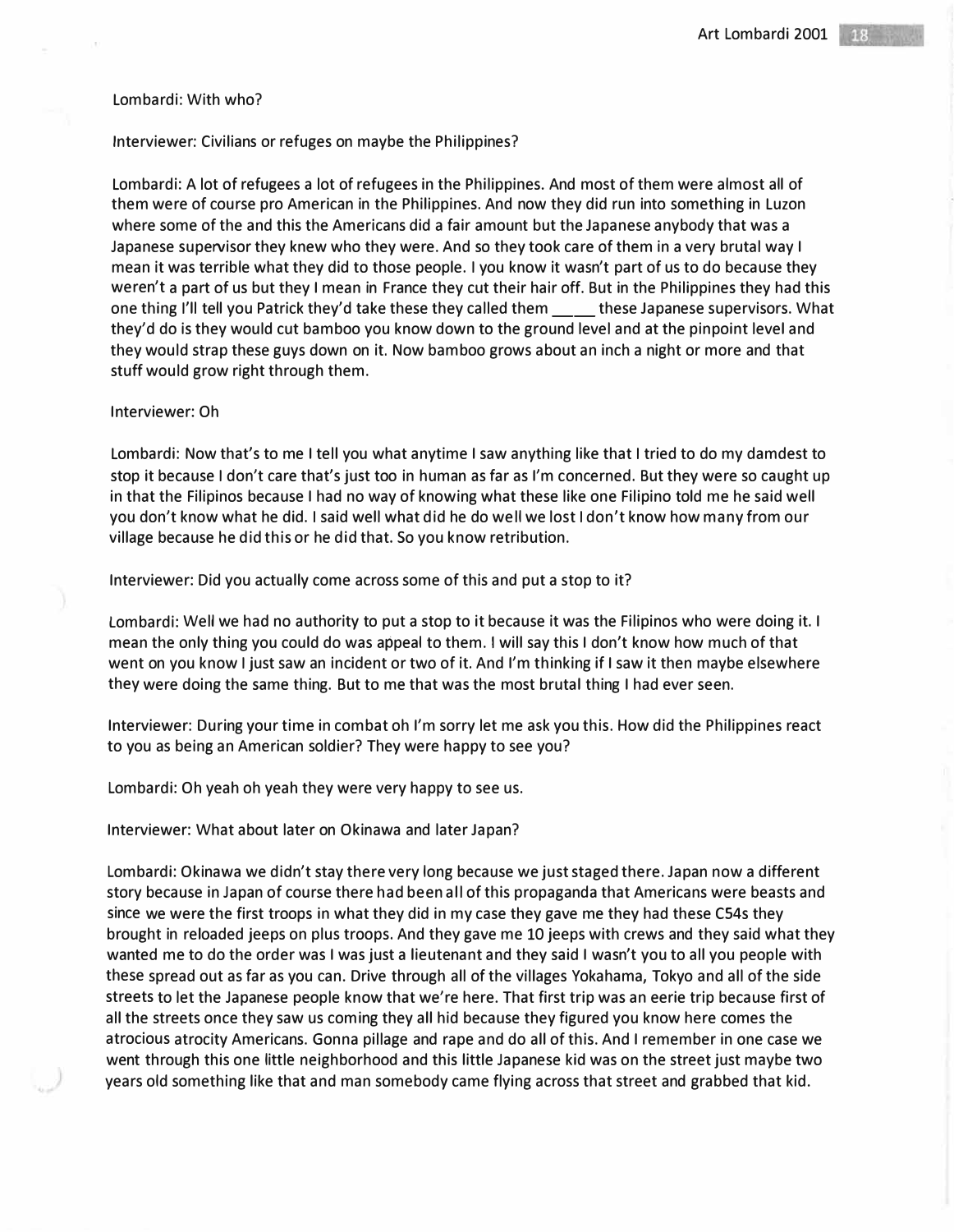Lombardi: With who?

Interviewer: Civilians or refuges on maybe the Philippines?

Lombardi: A lot of refugees a lot of refugees in the Philippines. And most of them were almost all of them were of course pro American in the Philippines. And now they did run into something in Luzon where some of the and this the Americans did a fair amount but the Japanese anybody that was a Japanese supervisor they knew who they were. And so they took care of them in a very brutal way I mean it was terrible what they did to those people. I you know it wasn't part of us to do because they weren't a part of us but they I mean in France they cut their hair off. But in the Philippines they had this one thing I'll tell you Patrick they'd take these they called them _____ these Japanese supervisors. What they'd do is they would cut bamboo you know down to the ground level and at the pinpoint level and they would strap these guys down on it. Now bamboo grows about an inch a night or more and that stuff would grow right through them.

Interviewer: Oh

Lombardi: Now that's to me I tell you what anytime I saw anything like that I tried to do my damdest to stop it because I don't care that's just too in human as far as I'm concerned. But they were so caught up in that the Filipinos because I had no way of knowing what these like one Filipino told me he said well you don't know what he did. I said well what did he do well we lost I don't know how many from our village because he did this or he did that. So you know retribution.

Interviewer: Did you actually come across some of this and put a stop to it?

Lombardi: Well we had no authority to put a stop to it because it was the Filipinos who were doing it. I mean the only thing you could do was appeal to them. I will say this I don't know how much of that went on you know I just saw an incident or two of it. And I'm thinking if I saw it then maybe elsewhere they were doing the same thing. But to me that was the most brutal thing I had ever seen.

Interviewer: During your time in combat oh I'm sorry let me ask you this. How did the Philippines react to you as being an American soldier? They were happy to see you?

Lombardi: Oh yeah oh yeah they were very happy to see us.

Interviewer: What about later on Okinawa and later Japan?

Lombardi: Okinawa we didn't stay there very long because we just staged there. Japan now a different story because in Japan of course there had been all of this propaganda that Americans were beasts and since we were the first troops in what they did in my case they gave me they had these C54s they brought in reloaded jeeps on plus troops. And they gave me 10 jeeps with crews and they said what they wanted me to do the order was I was just a lieutenant and they said I wasn't you to all you people with these spread out as far as you can. Drive through all of the villages Yokahama, Tokyo and all of the side streets to let the Japanese people know that we're here. That first trip was an eerie trip because first of all the streets once they saw us coming they all hid because they figured you know here comes the atrocious atrocity Americans. Gonna pillage and rape and do all of this. And I remember in one case we went through this one little neighborhood and this little Japanese kid was on the street just maybe two years old something like that and man somebody came flying across that street and grabbed that kid.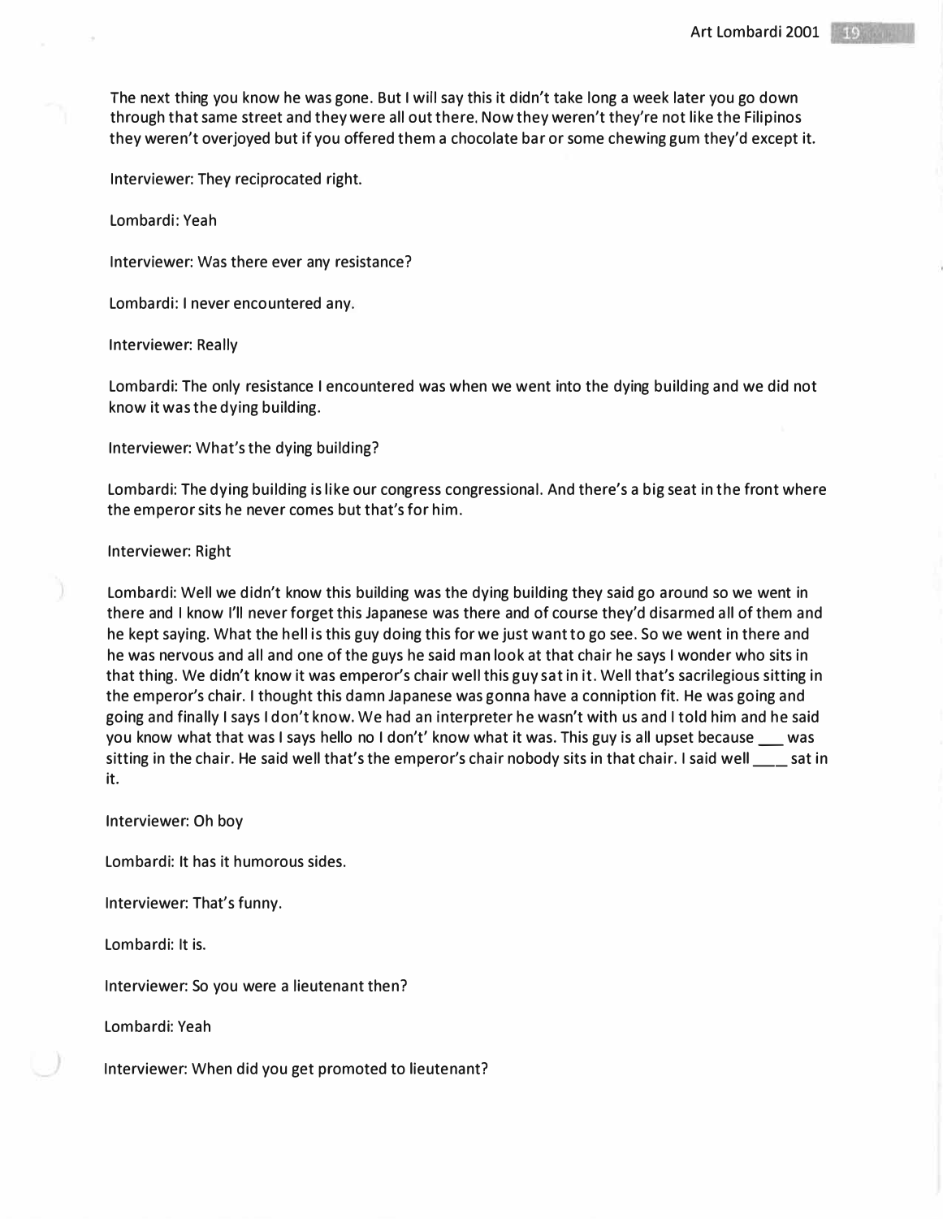The next thing you know he was gone. But I will say this it didn't take long a week later you go down through that same street and they were all out there. Now they weren't they're not like the Filipinos they weren't overjoyed but if you offered them a chocolate bar or some chewing gum they'd except it.

Interviewer: They reciprocated right.

Lombardi: Yeah

Interviewer: Was there ever any resistance?

Lombardi: I never encountered any.

Interviewer: Really

Lombardi: The only resistance I encountered was when we went into the dying building and we did not know it was the dying building.

Interviewer: What's the dying building?

Lombardi: The dying building is like our congress congressional. And there's a big seat in the front where the emperor sits he never comes but that's for him.

Interviewer: Right

Lombardi: Well we didn't know this building was the dying building they said go around so we went in there and I know I'll never forget this Japanese was there and of course they'd disarmed all of them and he kept saying. What the hell is this guy doing this for we just want to go see. So we went in there and he was nervous and all and one of the guys he said man look at that chair he says I wonder who sits in that thing. We didn't know it was emperor's chair well this guy sat in it. Well that's sacrilegious sitting in the emperor's chair. I thought this damn Japanese was gonna have a conniption fit. He was going and going and finally I says I don't know. We had an interpreter he wasn't with us and I told him and he said you know what that was I says hello no I don't' know what it was. This guy is all upset because ___ was sitting in the chair. He said well that's the emperor's chair nobody sits in that chair. I said well ____ sat in it.

Interviewer: Oh boy

Lombardi: It has it humorous sides.

Interviewer: That's funny.

Lombardi: It is.

Interviewer: So you were a lieutenant then?

Lombardi: Yeah

Interviewer: When did you get promoted to lieutenant?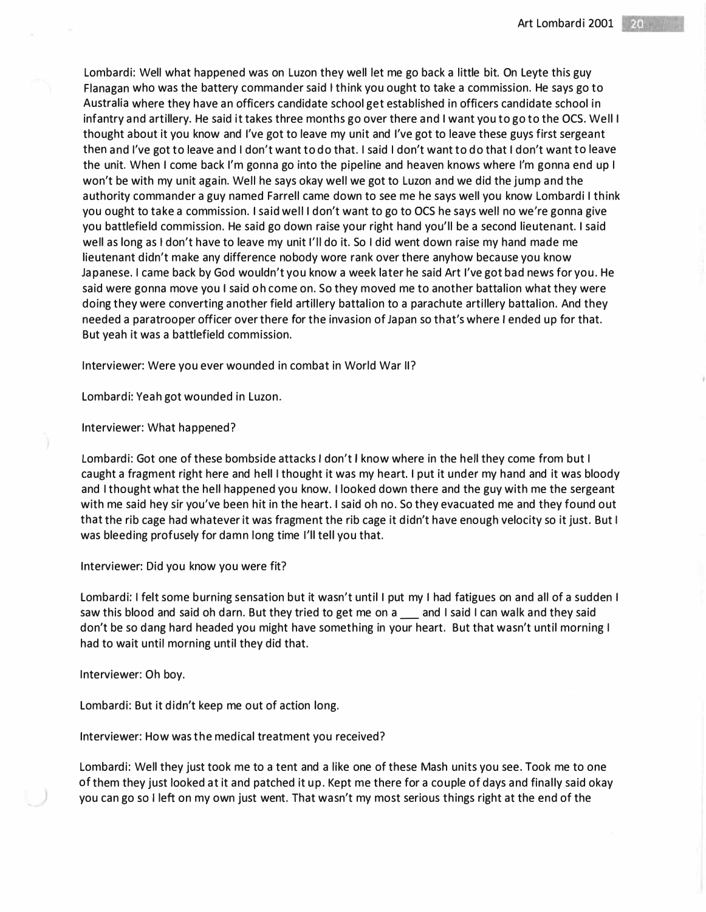Lombardi: Well what happened was on Luzon they well let me go back a little bit. On Leyte this guy Flanagan who was the battery commander said I think you ought to take a commission. He says go to Australia where they have an officers candidate school get established in officers candidate school in infantry and artillery. He said it takes three months go over there and I want you to go to the OCS. Well I thought about it you know and I've got to leave my unit and I've got to leave these guys first sergeant then and I've got to leave and I don't want to do that. I said I don't want to do that I don't want to leave the unit. When I come back I'm gonna go into the pipeline and heaven knows where I'm gonna end up I won't be with my unit again. Well he says okay well we got to Luzon and we did the jump and the authority commander a guy named Farrell came down to see me he says well you know Lombardi I think you ought to take a commission. I said well I don't want to go to OCS he says well no we're gonna give you battlefield commission. He said go down raise your right hand you'll be a second lieutenant. I said well as long as I don't have to leave my unit I'll do it. So I did went down raise my hand made me lieutenant didn't make any difference nobody wore rank over there anyhow because you know Japanese. I came back by God wouldn't you know a week later he said Art I've got bad news for you. He said were gonna move you I said oh come on. So they moved me to another battalion what they were doing they were converting another field artillery battalion to a parachute artillery battalion. And they needed a paratrooper officer over there for the invasion of Japan so that's where I ended up for that. But yeah it was a battlefield commission.

Interviewer: Were you ever wounded in combat in World War II?

Lombardi: Yeah got wounded in Luzon.

Interviewer: What happened?

Lombardi: Got one of these bombside attacks I don't I know where in the hell they come from but I caught a fragment right here and hell I thought it was my heart. I put it under my hand and it was bloody and I thought what the hell happened you know. I looked down there and the guy with me the sergeant with me said hey sir you've been hit in the heart. I said oh no. So they evacuated me and they found out that the rib cage had whatever it was fragment the rib cage it didn't have enough velocity so it just. But I was bleeding profusely for damn long time I'll tell you that.

Interviewer: Did you know you were fit?

Lombardi: I felt some burning sensation but it wasn't until I put my I had fatigues on and all of a sudden I saw this blood and said oh darn. But they tried to get me on a ___ and I said I can walk and they said don't be so dang hard headed you might have something in your heart. But that wasn't until morning I had to wait until morning until they did that.

Interviewer: Oh boy.

Lombardi: But it didn't keep me out of action long.

Interviewer: How was the medical treatment you received?

Lombardi: Well they just took me to a tent and a like one of these Mash units you see. Took me to one of them they just looked at it and patched it up. Kept me there for a couple of days and finally said okay you can go so I left on my own just went. That wasn't my most serious things right at the end of the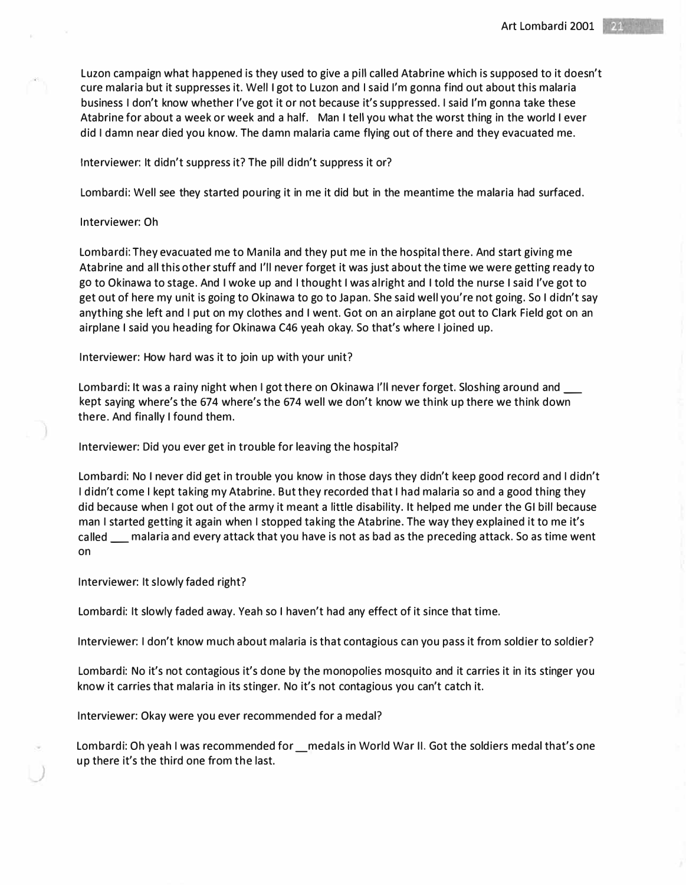Luzon campaign what happened is they used to give a pill called Atabrine which is supposed to it doesn't cure malaria but it suppresses it. Well I got to Luzon and I said I'm gonna find out about this malaria business I don't know whether I've got it or not because it's suppressed. I said I'm gonna take these Atabrine for about a week or week and a half. Man I tell you what the worst thing in the world I ever did I damn near died you know. The damn malaria came flying out of there and they evacuated me.

Interviewer: It didn't suppress it? The pill didn't suppress it or?

Lombardi: Well see they started pouring it in me it did but in the meantime the malaria had surfaced.

Interviewer: Oh

Lombardi: They evacuated me to Manila and they put me in the hospital there. And start giving me Atabrine and all this other stuff and I'll never forget it was just about the time we were getting ready to go to Okinawa to stage. And I woke up and I thought I was alright and I told the nurse I said I've got to get out of here my unit is going to Okinawa to go to Japan. She said well you're not going. So I didn't say anything she left and I put on my clothes and I went. Got on an airplane got out to Clark Field got on an airplane I said you heading for Okinawa C46 yeah okay. So that's where I joined up.

Interviewer: How hard was it to join up with your unit?

Lombardi: It was a rainy night when I got there on Okinawa I'll never forget. Sloshing around and ___ kept saying where's the 674 where's the 674 well we don't know we think up there we think down there. And finally I found them.

Interviewer: Did you ever get in trouble for leaving the hospital?

Lombardi: No I never did get in trouble you know in those days they didn't keep good record and I didn't I didn't come I kept taking my Atabrine. But they recorded that I had malaria so and a good thing they did because when I got out of the army it meant a little disability. It helped me under the GI bill because man I started getting it again when I stopped taking the Atabrine. The way they explained it to me it's called ___ malaria and every attack that you have is not as bad as the preceding attack. So as time went on

Interviewer: It slowly faded right?

Lombardi: It slowly faded away. Yeah so I haven't had any effect of it since that time.

Interviewer: I don't know much about malaria is that contagious can you pass it from soldier to soldier?

Lombardi: No it's not contagious it's done by the monopolies mosquito and it carries it in its stinger you know it carries that malaria in its stinger. No it's not contagious you can't catch it.

Interviewer: Okay were you ever recommended for a medal?

Lombardi: Oh yeah I was recommended for __medals in World War II. Got the soldiers medal that's one up there it's the third one from the last.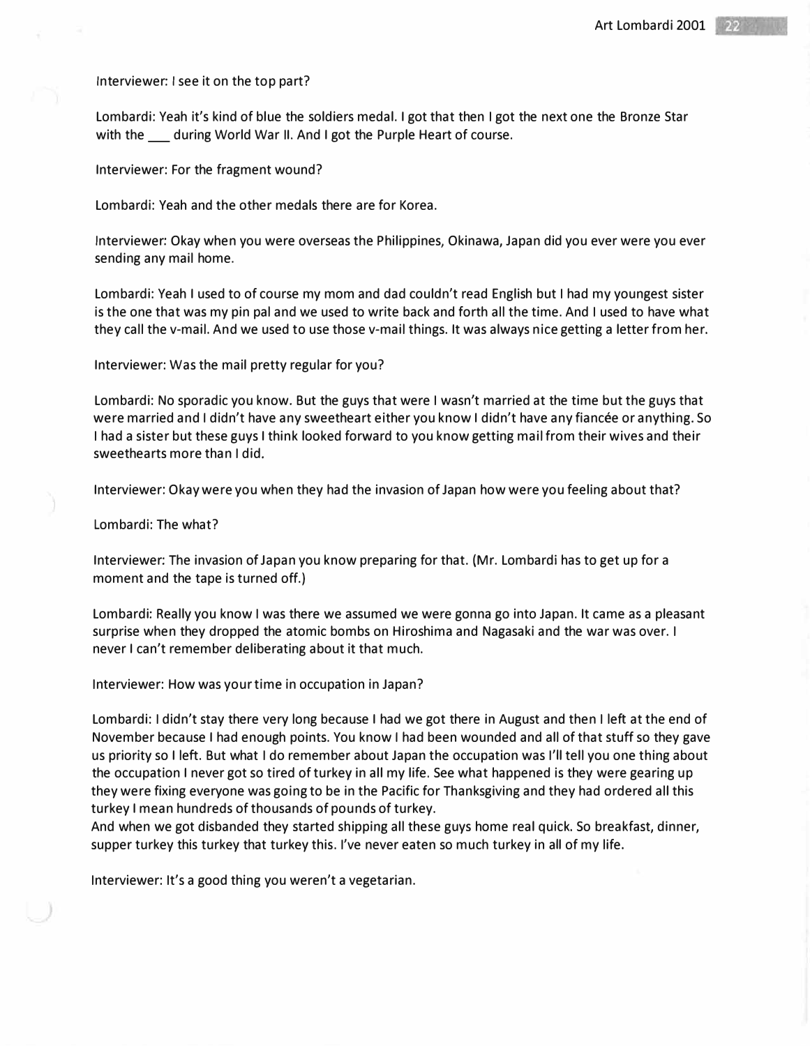Interviewer: I see it on the top part?

Lombardi: Yeah it's kind of blue the soldiers medal. I got that then I got the next one the Bronze Star with the ___ during World War II. And I got the Purple Heart of course.

Interviewer: For the fragment wound?

Lombardi: Yeah and the other medals there are for Korea.

Interviewer: Okay when you were overseas the Philippines, Okinawa, Japan did you ever were you ever sending any mail home.

Lombardi: Yeah I used to of course my mom and dad couldn't read English but I had my youngest sister is the one that was my pin pal and we used to write back and forth all the time. And I used to have what they call the v-mail. And we used to use those v-mail things. It was always nice getting a letter from her.

Interviewer: Was the mail pretty regular for you?

Lombardi: No sporadic you know. But the guys that were I wasn't married at the time but the guys that were married and I didn't have any sweetheart either you know I didn't have any fiancée or anything. So I had a sister but these guys I think looked forward to you know getting mail from their wives and their sweethearts more than I did.

Interviewer: Okay were you when they had the invasion of Japan how were you feeling about that?

Lombardi: The what?

Interviewer: The invasion of Japan you know preparing for that. (Mr. Lombardi has to get up for a moment and the tape is turned off.)

Lombardi: Really you know I was there we assumed we were gonna go into Japan. It came as a pleasant surprise when they dropped the atomic bombs on Hiroshima and Nagasaki and the war was over. I never I can't remember deliberating about it that much.

Interviewer: How was your time in occupation in Japan?

Lombardi: I didn't stay there very long because I had we got there in August and then I left at the end of November because I had enough points. You know I had been wounded and all of that stuff so they gave us priority so I left. But what I do remember about Japan the occupation was I'll tell you one thing about the occupation I never got so tired of turkey in all my life. See what happened is they were gearing up they were fixing everyone was going to be in the Pacific for Thanksgiving and they had ordered all this turkey I mean hundreds of thousands of pounds of turkey.
And when we got disbanded they started shipping all these guys home real quick. So breakfast, dinner, supper turkey this turkey that turkey this. I've never eaten so much turkey in all of my life.

Interviewer: It's a good thing you weren't a vegetarian.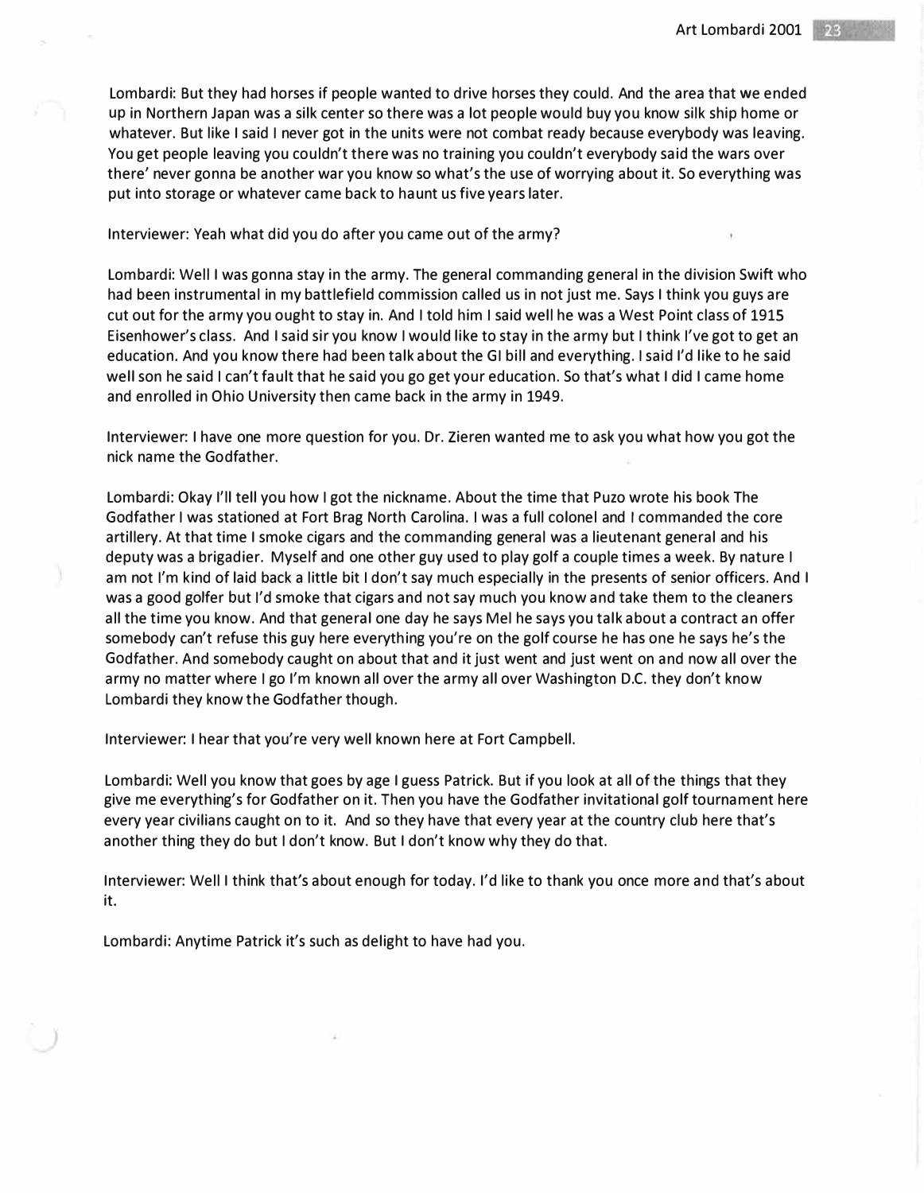Lombardi: But they had horses if people wanted to drive horses they could. And the area that we ended up in Northern Japan was a silk center so there was a lot people would buy you know silk ship home or whatever. But like I said I never got in the units were not combat ready because everybody was leaving. You get people leaving you couldn't there was no training you couldn't everybody said the wars over there' never gonna be another war you know so what's the use of worrying about it. So everything was put into storage or whatever came back to haunt us five years later.

Interviewer: Yeah what did you do after you came out of the army?

Lombardi: Well I was gonna stay in the army. The general commanding general in the division Swift who had been instrumental in my battlefield commission called us in not just me. Says I think you guys are cut out for the army you ought to stay in. And I told him I said well he was a West Point class of 1915 Eisenhower's class. And I said sir you know I would like to stay in the army but I think I've got to get an education. And you know there had been talk about the GI bill and everything. I said I'd like to he said well son he said I can't fault that he said you go get your education. So that's what I did I came home and enrolled in Ohio University then came back in the army in 1949.

Interviewer: I have one more question for you. Dr. Zieren wanted me to ask you what how you got the nick name the Godfather.

Lombardi: Okay I'll tell you how I got the nickname. About the time that Puzo wrote his book The Godfather I was stationed at Fort Brag North Carolina. I was a full colonel and I commanded the core artillery. At that time I smoke cigars and the commanding general was a lieutenant general and his deputy was a brigadier. Myself and one other guy used to play golf a couple times a week. By nature I am not I'm kind of laid back a little bit I don't say much especially in the presents of senior officers. And I was a good golfer but I'd smoke that cigars and not say much you know and take them to the cleaners all the time you know. And that general one day he says Mel he says you talk about a contract an offer somebody can't refuse this guy here everything you're on the golf course he has one he says he's the Godfather. And somebody caught on about that and it just went and just went on and now all over the army no matter where I go I'm known all over the army all over Washington D.C. they don't know Lombardi they know the Godfather though.

Interviewer: I hear that you're very well known here at Fort Campbell.

Lombardi: Well you know that goes by age I guess Patrick. But if you look at all of the things that they give me everything's for Godfather on it. Then you have the Godfather invitational golf tournament here every year civilians caught on to it. And so they have that every year at the country club here that's another thing they do but I don't know. But I don't know why they do that.

Interviewer: Well I think that's about enough for today. I'd like to thank you once more and that's about it.

Lombardi: Anytime Patrick it's such as delight to have had you.